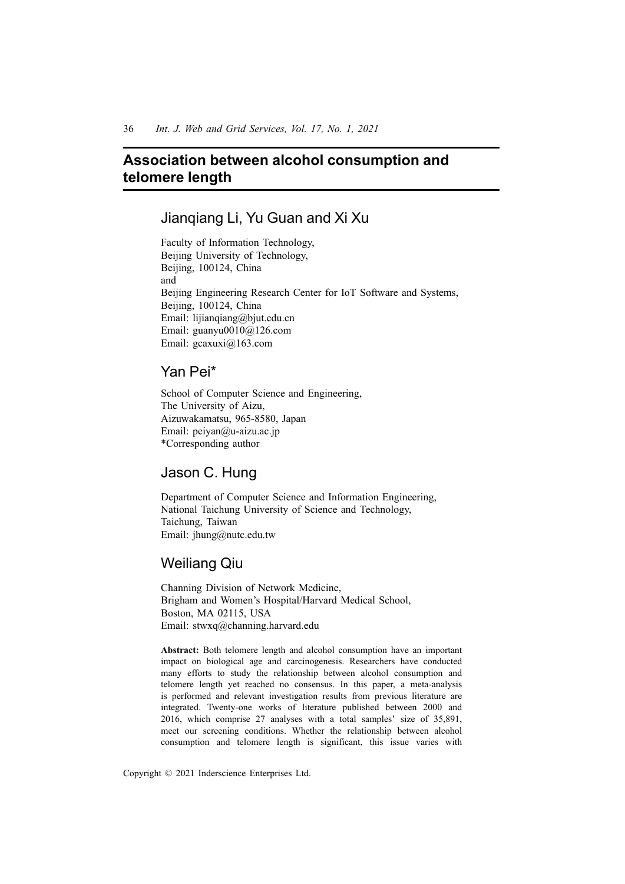# Association between alcohol consumption and telomere length

## Jianqiang Li, Yu Guan and Xi Xu

Faculty of Information Technology,
Beijing University of Technology,
Beijing, 100124, China
and
Beijing Engineering Research Center for IoT Software and Systems,
Beijing, 100124, China
Email: lijianqiang@bjut.edu.cn
Email: guanyu0010@126.com
Email: gcaxuxi@163.com

## Yan Pei*

School of Computer Science and Engineering,
The University of Aizu,
Aizuwakamatsu, 965-8580, Japan
Email: peiyan@u-aizu.ac.jp
*Corresponding author

## Jason C. Hung

Department of Computer Science and Information Engineering,
National Taichung University of Science and Technology,
Taichung, Taiwan
Email: jhung@nutc.edu.tw

## Weiliang Qiu

Channing Division of Network Medicine,
Brigham and Women's Hospital/Harvard Medical School,
Boston, MA 02115, USA
Email: stwxq@channing.harvard.edu

**Abstract:** Both telomere length and alcohol consumption have an important impact on biological age and carcinogenesis. Researchers have conducted many efforts to study the relationship between alcohol consumption and telomere length yet reached no consensus. In this paper, a meta-analysis is performed and relevant investigation results from previous literature are integrated. Twenty-one works of literature published between 2000 and 2016, which comprise 27 analyses with a total samples' size of 35,891, meet our screening conditions. Whether the relationship between alcohol consumption and telomere length is significant, this issue varies with

Copyright © 2021 Inderscience Enterprises Ltd.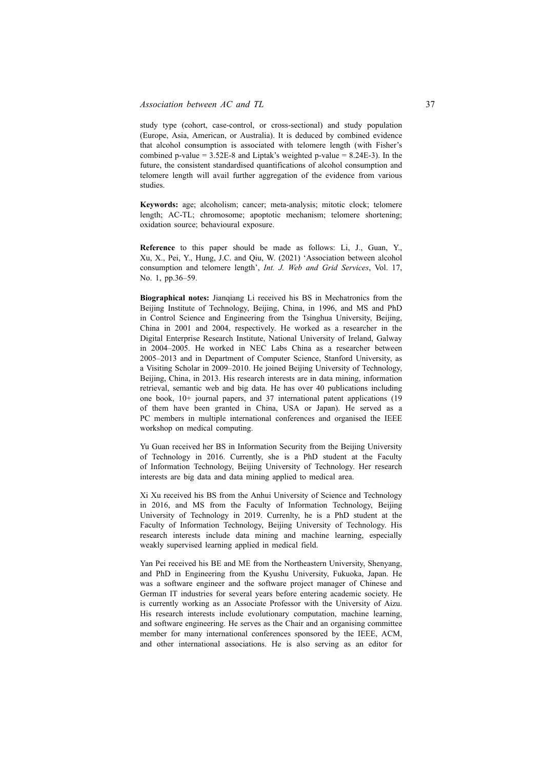study type (cohort, case-control, or cross-sectional) and study population (Europe, Asia, American, or Australia). It is deduced by combined evidence that alcohol consumption is associated with telomere length (with Fisher's combined p-value = 3.52E-8 and Liptak's weighted p-value = 8.24E-3). In the future, the consistent standardised quantifications of alcohol consumption and telomere length will avail further aggregation of the evidence from various studies.

**Keywords:** age; alcoholism; cancer; meta-analysis; mitotic clock; telomere length; AC-TL; chromosome; apoptotic mechanism; telomere shortening; oxidation source; behavioural exposure.

**Reference** to this paper should be made as follows: Li, J., Guan, Y., Xu, X., Pei, Y., Hung, J.C. and Qiu, W. (2021) 'Association between alcohol consumption and telomere length', *Int. J. Web and Grid Services*, Vol. 17, No. 1, pp.36–59.

**Biographical notes:** Jianqiang Li received his BS in Mechatronics from the Beijing Institute of Technology, Beijing, China, in 1996, and MS and PhD in Control Science and Engineering from the Tsinghua University, Beijing, China in 2001 and 2004, respectively. He worked as a researcher in the Digital Enterprise Research Institute, National University of Ireland, Galway in 2004–2005. He worked in NEC Labs China as a researcher between 2005–2013 and in Department of Computer Science, Stanford University, as a Visiting Scholar in 2009–2010. He joined Beijing University of Technology, Beijing, China, in 2013. His research interests are in data mining, information retrieval, semantic web and big data. He has over 40 publications including one book, 10+ journal papers, and 37 international patent applications (19 of them have been granted in China, USA or Japan). He served as a PC members in multiple international conferences and organised the IEEE workshop on medical computing.

Yu Guan received her BS in Information Security from the Beijing University of Technology in 2016. Currently, she is a PhD student at the Faculty of Information Technology, Beijing University of Technology. Her research interests are big data and data mining applied to medical area.

Xi Xu received his BS from the Anhui University of Science and Technology in 2016, and MS from the Faculty of Information Technology, Beijing University of Technology in 2019. Currenlty, he is a PhD student at the Faculty of Information Technology, Beijing University of Technology. His research interests include data mining and machine learning, especially weakly supervised learning applied in medical field.

Yan Pei received his BE and ME from the Northeastern University, Shenyang, and PhD in Engineering from the Kyushu University, Fukuoka, Japan. He was a software engineer and the software project manager of Chinese and German IT industries for several years before entering academic society. He is currently working as an Associate Professor with the University of Aizu. His research interests include evolutionary computation, machine learning, and software engineering. He serves as the Chair and an organising committee member for many international conferences sponsored by the IEEE, ACM, and other international associations. He is also serving as an editor for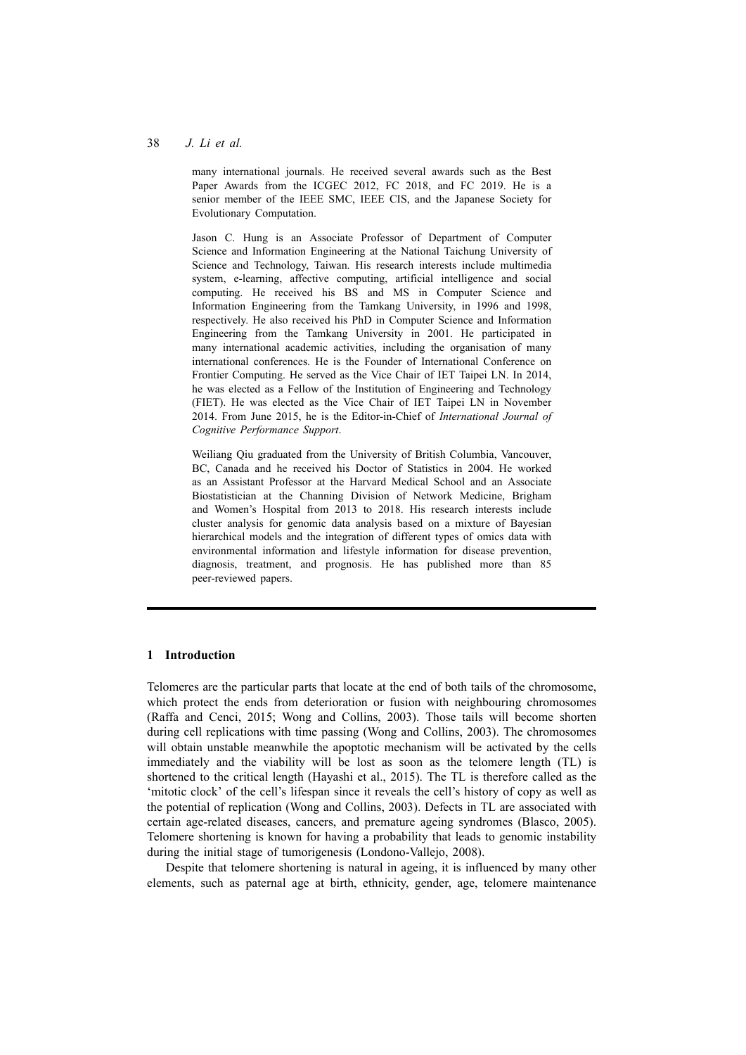many international journals. He received several awards such as the Best Paper Awards from the ICGEC 2012, FC 2018, and FC 2019. He is a senior member of the IEEE SMC, IEEE CIS, and the Japanese Society for Evolutionary Computation.

Jason C. Hung is an Associate Professor of Department of Computer Science and Information Engineering at the National Taichung University of Science and Technology, Taiwan. His research interests include multimedia system, e-learning, affective computing, artificial intelligence and social computing. He received his BS and MS in Computer Science and Information Engineering from the Tamkang University, in 1996 and 1998, respectively. He also received his PhD in Computer Science and Information Engineering from the Tamkang University in 2001. He participated in many international academic activities, including the organisation of many international conferences. He is the Founder of International Conference on Frontier Computing. He served as the Vice Chair of IET Taipei LN. In 2014, he was elected as a Fellow of the Institution of Engineering and Technology (FIET). He was elected as the Vice Chair of IET Taipei LN in November 2014. From June 2015, he is the Editor-in-Chief of *International Journal of Cognitive Performance Support*.

Weiliang Qiu graduated from the University of British Columbia, Vancouver, BC, Canada and he received his Doctor of Statistics in 2004. He worked as an Assistant Professor at the Harvard Medical School and an Associate Biostatistician at the Channing Division of Network Medicine, Brigham and Women's Hospital from 2013 to 2018. His research interests include cluster analysis for genomic data analysis based on a mixture of Bayesian hierarchical models and the integration of different types of omics data with environmental information and lifestyle information for disease prevention, diagnosis, treatment, and prognosis. He has published more than 85 peer-reviewed papers.

## 1 Introduction

Telomeres are the particular parts that locate at the end of both tails of the chromosome, which protect the ends from deterioration or fusion with neighbouring chromosomes (Raffa and Cenci, 2015; Wong and Collins, 2003). Those tails will become shorten during cell replications with time passing (Wong and Collins, 2003). The chromosomes will obtain unstable meanwhile the apoptotic mechanism will be activated by the cells immediately and the viability will be lost as soon as the telomere length (TL) is shortened to the critical length (Hayashi et al., 2015). The TL is therefore called as the 'mitotic clock' of the cell's lifespan since it reveals the cell's history of copy as well as the potential of replication (Wong and Collins, 2003). Defects in TL are associated with certain age-related diseases, cancers, and premature ageing syndromes (Blasco, 2005). Telomere shortening is known for having a probability that leads to genomic instability during the initial stage of tumorigenesis (Londono-Vallejo, 2008).

Despite that telomere shortening is natural in ageing, it is influenced by many other elements, such as paternal age at birth, ethnicity, gender, age, telomere maintenance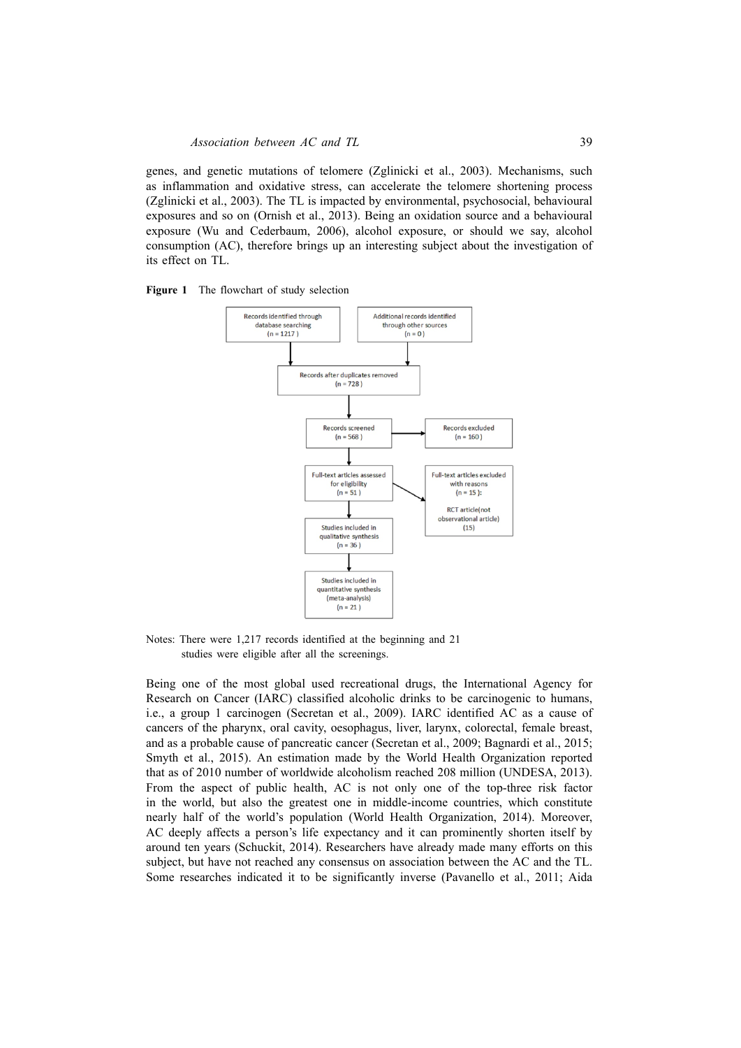genes, and genetic mutations of telomere (Zglinicki et al., 2003). Mechanisms, such as inflammation and oxidative stress, can accelerate the telomere shortening process (Zglinicki et al., 2003). The TL is impacted by environmental, psychosocial, behavioural exposures and so on (Ornish et al., 2013). Being an oxidation source and a behavioural exposure (Wu and Cederbaum, 2006), alcohol exposure, or should we say, alcohol consumption (AC), therefore brings up an interesting subject about the investigation of its effect on TL.

**Figure 1** The flowchart of study selection

- Records identified through database searching (n = 1217)
- Additional records identified through other sources (n = 0)
- Records after duplicates removed (n = 728)
- Records screened (n = 568)
- Records excluded (n = 160)
- Full-text articles assessed for eligibility (n = 51)
- Full-text articles excluded with reasons (n = 15): RCT article(not observational article) (15)
- Studies included in qualitative synthesis (n = 36)
- Studies included in quantitative synthesis (meta-analysis) (n = 21)

Notes: There were 1,217 records identified at the beginning and 21 studies were eligible after all the screenings.

Being one of the most global used recreational drugs, the International Agency for Research on Cancer (IARC) classified alcoholic drinks to be carcinogenic to humans, i.e., a group 1 carcinogen (Secretan et al., 2009). IARC identified AC as a cause of cancers of the pharynx, oral cavity, oesophagus, liver, larynx, colorectal, female breast, and as a probable cause of pancreatic cancer (Secretan et al., 2009; Bagnardi et al., 2015; Smyth et al., 2015). An estimation made by the World Health Organization reported that as of 2010 number of worldwide alcoholism reached 208 million (UNDESA, 2013). From the aspect of public health, AC is not only one of the top-three risk factor in the world, but also the greatest one in middle-income countries, which constitute nearly half of the world's population (World Health Organization, 2014). Moreover, AC deeply affects a person's life expectancy and it can prominently shorten itself by around ten years (Schuckit, 2014). Researchers have already made many efforts on this subject, but have not reached any consensus on association between the AC and the TL. Some researches indicated it to be significantly inverse (Pavanello et al., 2011; Aida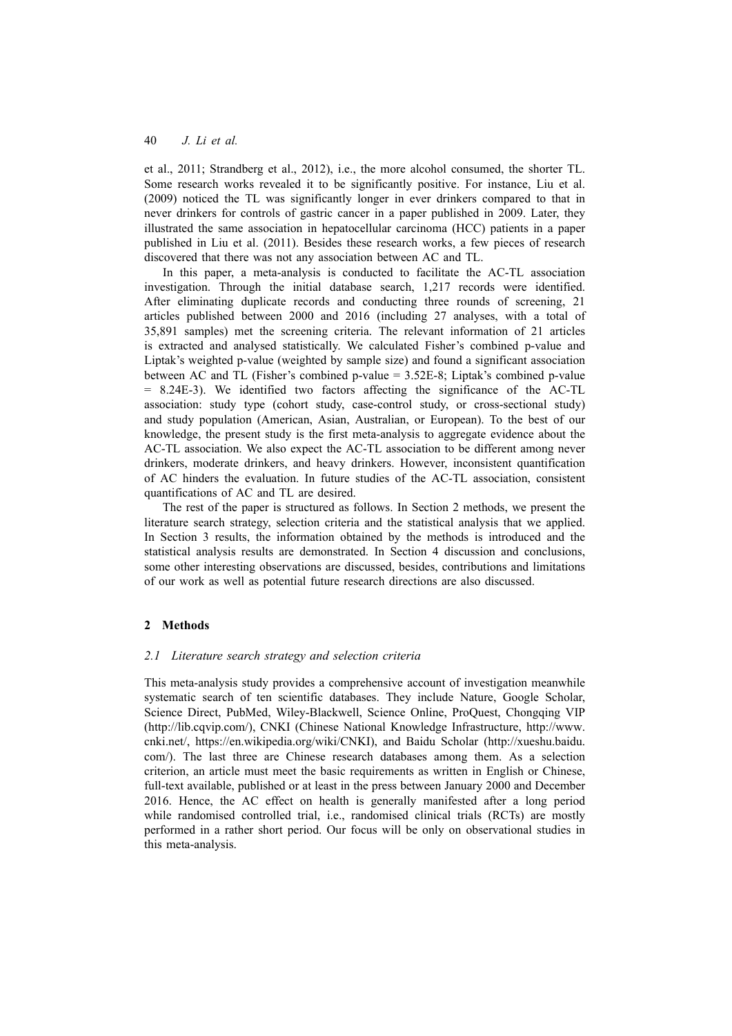et al., 2011; Strandberg et al., 2012), i.e., the more alcohol consumed, the shorter TL. Some research works revealed it to be significantly positive. For instance, Liu et al. (2009) noticed the TL was significantly longer in ever drinkers compared to that in never drinkers for controls of gastric cancer in a paper published in 2009. Later, they illustrated the same association in hepatocellular carcinoma (HCC) patients in a paper published in Liu et al. (2011). Besides these research works, a few pieces of research discovered that there was not any association between AC and TL.

In this paper, a meta-analysis is conducted to facilitate the AC-TL association investigation. Through the initial database search, 1,217 records were identified. After eliminating duplicate records and conducting three rounds of screening, 21 articles published between 2000 and 2016 (including 27 analyses, with a total of 35,891 samples) met the screening criteria. The relevant information of 21 articles is extracted and analysed statistically. We calculated Fisher's combined p-value and Liptak's weighted p-value (weighted by sample size) and found a significant association between AC and TL (Fisher's combined p-value = 3.52E-8; Liptak's combined p-value = 8.24E-3). We identified two factors affecting the significance of the AC-TL association: study type (cohort study, case-control study, or cross-sectional study) and study population (American, Asian, Australian, or European). To the best of our knowledge, the present study is the first meta-analysis to aggregate evidence about the AC-TL association. We also expect the AC-TL association to be different among never drinkers, moderate drinkers, and heavy drinkers. However, inconsistent quantification of AC hinders the evaluation. In future studies of the AC-TL association, consistent quantifications of AC and TL are desired.

The rest of the paper is structured as follows. In Section 2 methods, we present the literature search strategy, selection criteria and the statistical analysis that we applied. In Section 3 results, the information obtained by the methods is introduced and the statistical analysis results are demonstrated. In Section 4 discussion and conclusions, some other interesting observations are discussed, besides, contributions and limitations of our work as well as potential future research directions are also discussed.

## 2 Methods

### *2.1 Literature search strategy and selection criteria*

This meta-analysis study provides a comprehensive account of investigation meanwhile systematic search of ten scientific databases. They include Nature, Google Scholar, Science Direct, PubMed, Wiley-Blackwell, Science Online, ProQuest, Chongqing VIP (http://lib.cqvip.com/), CNKI (Chinese National Knowledge Infrastructure, http://www.cnki.net/, https://en.wikipedia.org/wiki/CNKI), and Baidu Scholar (http://xueshu.baidu.com/). The last three are Chinese research databases among them. As a selection criterion, an article must meet the basic requirements as written in English or Chinese, full-text available, published or at least in the press between January 2000 and December 2016. Hence, the AC effect on health is generally manifested after a long period while randomised controlled trial, i.e., randomised clinical trials (RCTs) are mostly performed in a rather short period. Our focus will be only on observational studies in this meta-analysis.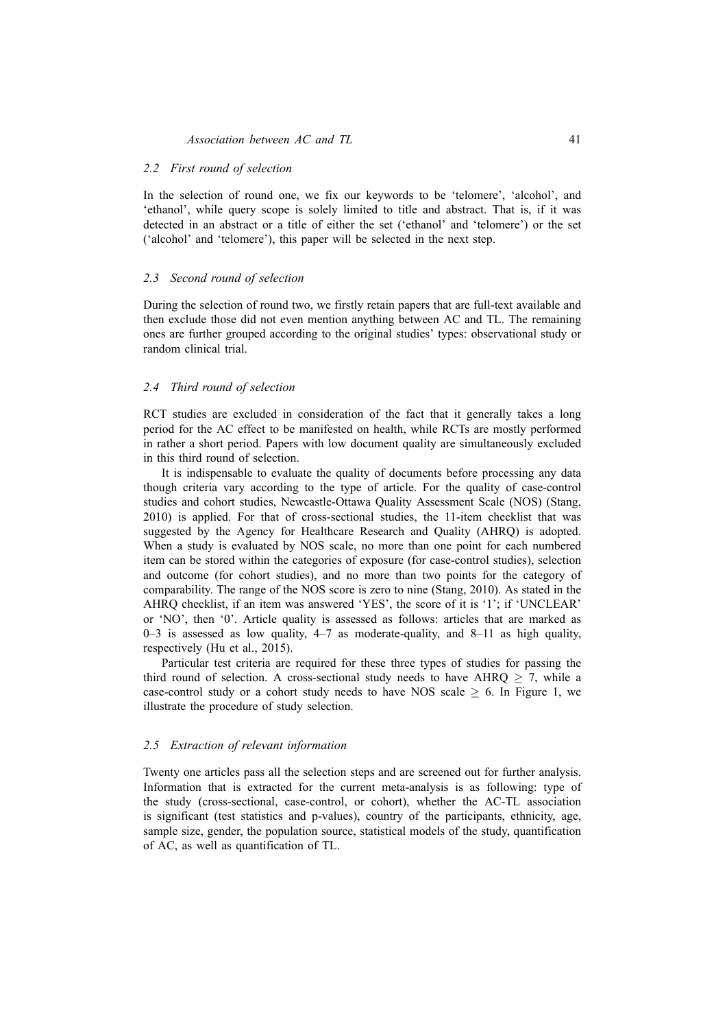### 2.2 First round of selection

In the selection of round one, we fix our keywords to be 'telomere', 'alcohol', and 'ethanol', while query scope is solely limited to title and abstract. That is, if it was detected in an abstract or a title of either the set ('ethanol' and 'telomere') or the set ('alcohol' and 'telomere'), this paper will be selected in the next step.

### 2.3 Second round of selection

During the selection of round two, we firstly retain papers that are full-text available and then exclude those did not even mention anything between AC and TL. The remaining ones are further grouped according to the original studies' types: observational study or random clinical trial.

### 2.4 Third round of selection

RCT studies are excluded in consideration of the fact that it generally takes a long period for the AC effect to be manifested on health, while RCTs are mostly performed in rather a short period. Papers with low document quality are simultaneously excluded in this third round of selection.

It is indispensable to evaluate the quality of documents before processing any data though criteria vary according to the type of article. For the quality of case-control studies and cohort studies, Newcastle-Ottawa Quality Assessment Scale (NOS) (Stang, 2010) is applied. For that of cross-sectional studies, the 11-item checklist that was suggested by the Agency for Healthcare Research and Quality (AHRQ) is adopted. When a study is evaluated by NOS scale, no more than one point for each numbered item can be stored within the categories of exposure (for case-control studies), selection and outcome (for cohort studies), and no more than two points for the category of comparability. The range of the NOS score is zero to nine (Stang, 2010). As stated in the AHRQ checklist, if an item was answered 'YES', the score of it is '1'; if 'UNCLEAR' or 'NO', then '0'. Article quality is assessed as follows: articles that are marked as 0–3 is assessed as low quality, 4–7 as moderate-quality, and 8–11 as high quality, respectively (Hu et al., 2015).

Particular test criteria are required for these three types of studies for passing the third round of selection. A cross-sectional study needs to have AHRQ $\geq$ 7, while a case-control study or a cohort study needs to have NOS scale $\geq$ 6. In Figure 1, we illustrate the procedure of study selection.

### 2.5 Extraction of relevant information

Twenty one articles pass all the selection steps and are screened out for further analysis. Information that is extracted for the current meta-analysis is as following: type of the study (cross-sectional, case-control, or cohort), whether the AC-TL association is significant (test statistics and p-values), country of the participants, ethnicity, age, sample size, gender, the population source, statistical models of the study, quantification of AC, as well as quantification of TL.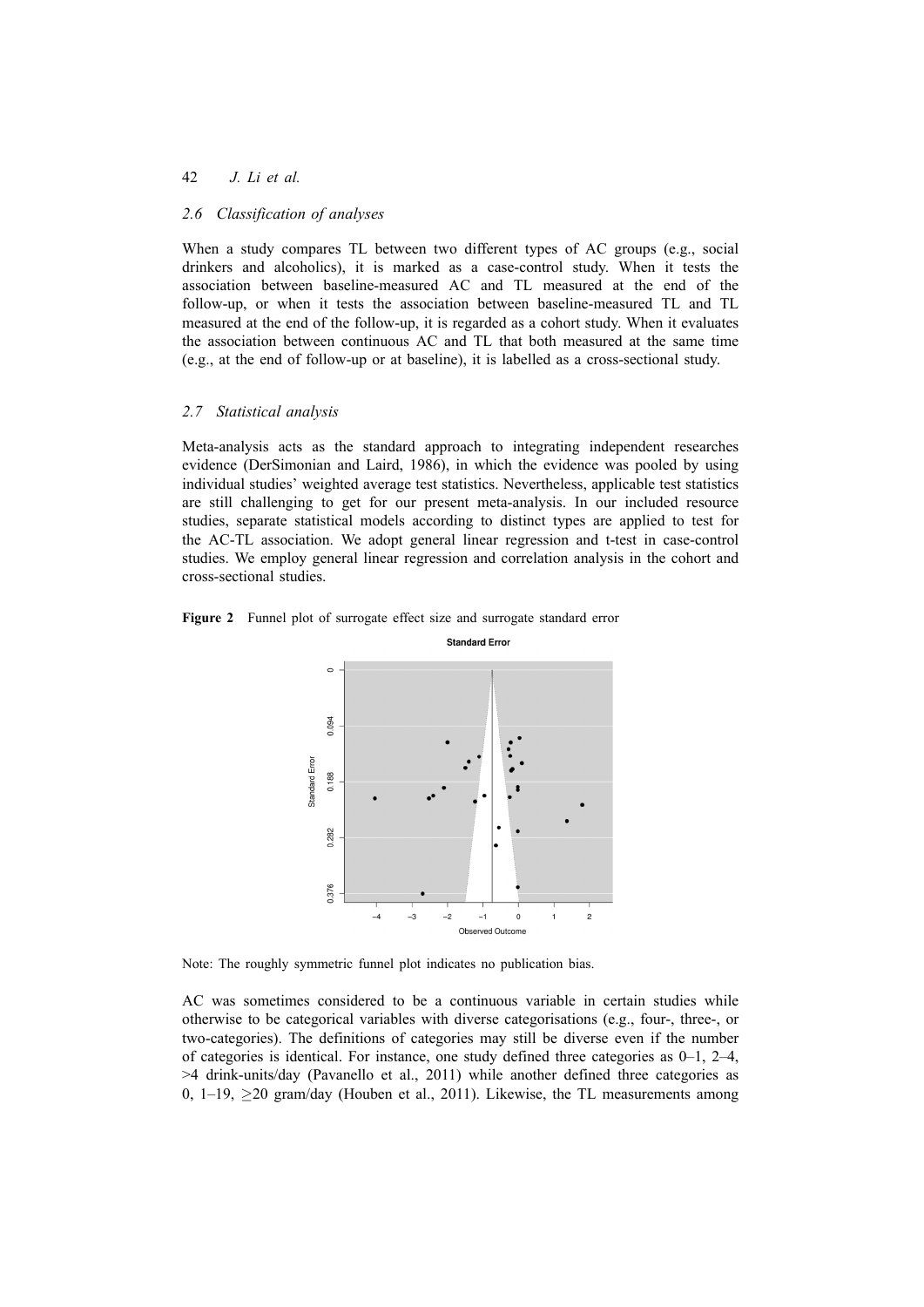### 2.6 Classification of analyses

When a study compares TL between two different types of AC groups (e.g., social drinkers and alcoholics), it is marked as a case-control study. When it tests the association between baseline-measured AC and TL measured at the end of the follow-up, or when it tests the association between baseline-measured TL and TL measured at the end of the follow-up, it is regarded as a cohort study. When it evaluates the association between continuous AC and TL that both measured at the same time (e.g., at the end of follow-up or at baseline), it is labelled as a cross-sectional study.

### 2.7 Statistical analysis

Meta-analysis acts as the standard approach to integrating independent researches evidence (DerSimonian and Laird, 1986), in which the evidence was pooled by using individual studies' weighted average test statistics. Nevertheless, applicable test statistics are still challenging to get for our present meta-analysis. In our included resource studies, separate statistical models according to distinct types are applied to test for the AC-TL association. We adopt general linear regression and t-test in case-control studies. We employ general linear regression and correlation analysis in the cohort and cross-sectional studies.

**Figure 2** Funnel plot of surrogate effect size and surrogate standard error

Note: The roughly symmetric funnel plot indicates no publication bias.

AC was sometimes considered to be a continuous variable in certain studies while otherwise to be categorical variables with diverse categorisations (e.g., four-, three-, or two-categories). The definitions of categories may still be diverse even if the number of categories is identical. For instance, one study defined three categories as 0–1, 2–4, >4 drink-units/day (Pavanello et al., 2011) while another defined three categories as 0, 1–19, ≥20 gram/day (Houben et al., 2011). Likewise, the TL measurements among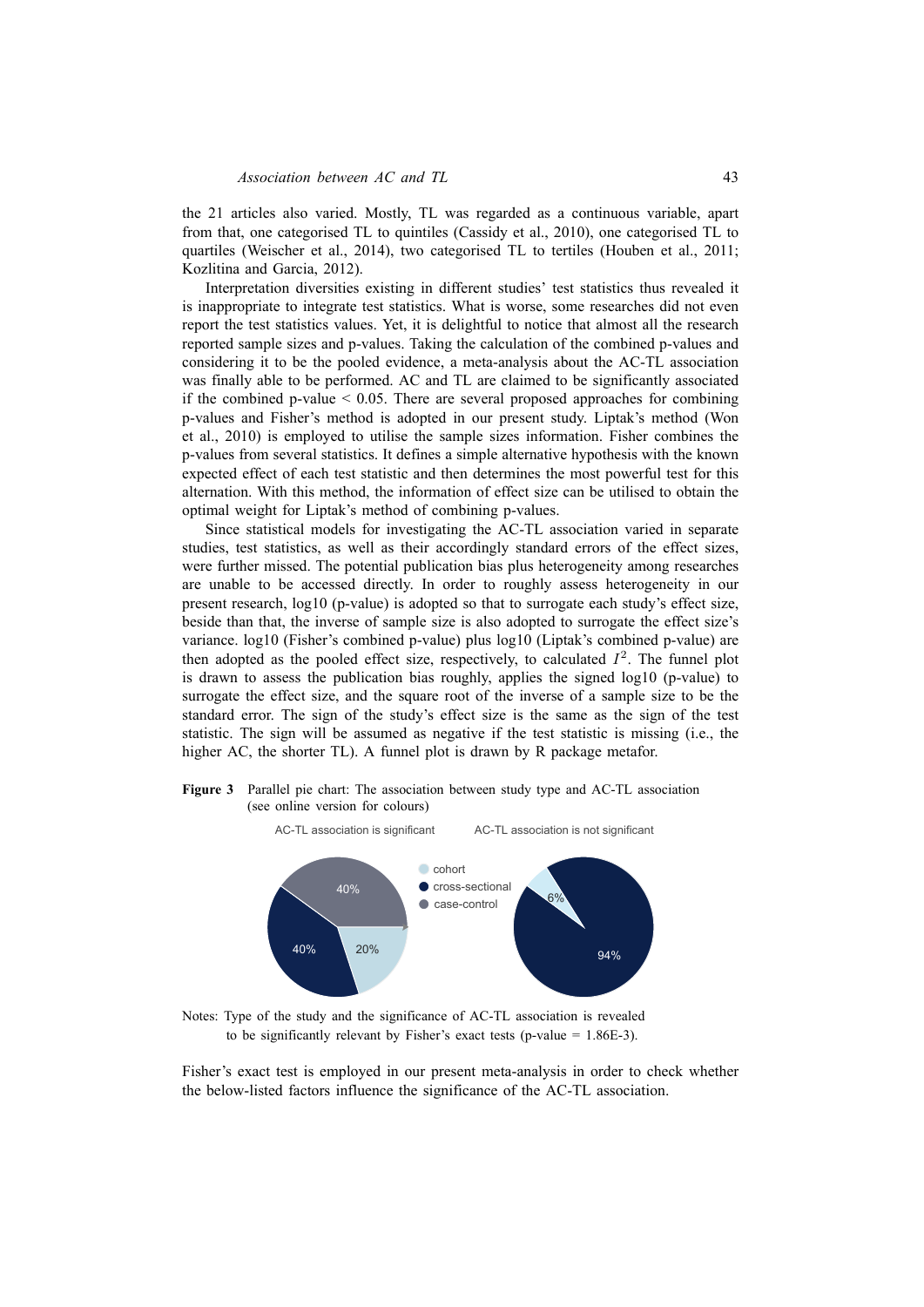the 21 articles also varied. Mostly, TL was regarded as a continuous variable, apart from that, one categorised TL to quintiles (Cassidy et al., 2010), one categorised TL to quartiles (Weischer et al., 2014), two categorised TL to tertiles (Houben et al., 2011; Kozlitina and Garcia, 2012).

Interpretation diversities existing in different studies' test statistics thus revealed it is inappropriate to integrate test statistics. What is worse, some researches did not even report the test statistics values. Yet, it is delightful to notice that almost all the research reported sample sizes and p-values. Taking the calculation of the combined p-values and considering it to be the pooled evidence, a meta-analysis about the AC-TL association was finally able to be performed. AC and TL are claimed to be significantly associated if the combined p-value < 0.05. There are several proposed approaches for combining p-values and Fisher's method is adopted in our present study. Liptak's method (Won et al., 2010) is employed to utilise the sample sizes information. Fisher combines the p-values from several statistics. It defines a simple alternative hypothesis with the known expected effect of each test statistic and then determines the most powerful test for this alternation. With this method, the information of effect size can be utilised to obtain the optimal weight for Liptak's method of combining p-values.

Since statistical models for investigating the AC-TL association varied in separate studies, test statistics, as well as their accordingly standard errors of the effect sizes, were further missed. The potential publication bias plus heterogeneity among researches are unable to be accessed directly. In order to roughly assess heterogeneity in our present research, log10 (p-value) is adopted so that to surrogate each study's effect size, beside than that, the inverse of sample size is also adopted to surrogate the effect size's variance. log10 (Fisher's combined p-value) plus log10 (Liptak's combined p-value) are then adopted as the pooled effect size, respectively, to calculated $I^2$. The funnel plot is drawn to assess the publication bias roughly, applies the signed log10 (p-value) to surrogate the effect size, and the square root of the inverse of a sample size to be the standard error. The sign of the study's effect size is the same as the sign of the test statistic. The sign will be assumed as negative if the test statistic is missing (i.e., the higher AC, the shorter TL). A funnel plot is drawn by R package metafor.

**Figure 3** Parallel pie chart: The association between study type and AC-TL association (see online version for colours)

Notes: Type of the study and the significance of AC-TL association is revealed to be significantly relevant by Fisher's exact tests (p-value = 1.86E-3).

Fisher's exact test is employed in our present meta-analysis in order to check whether the below-listed factors influence the significance of the AC-TL association.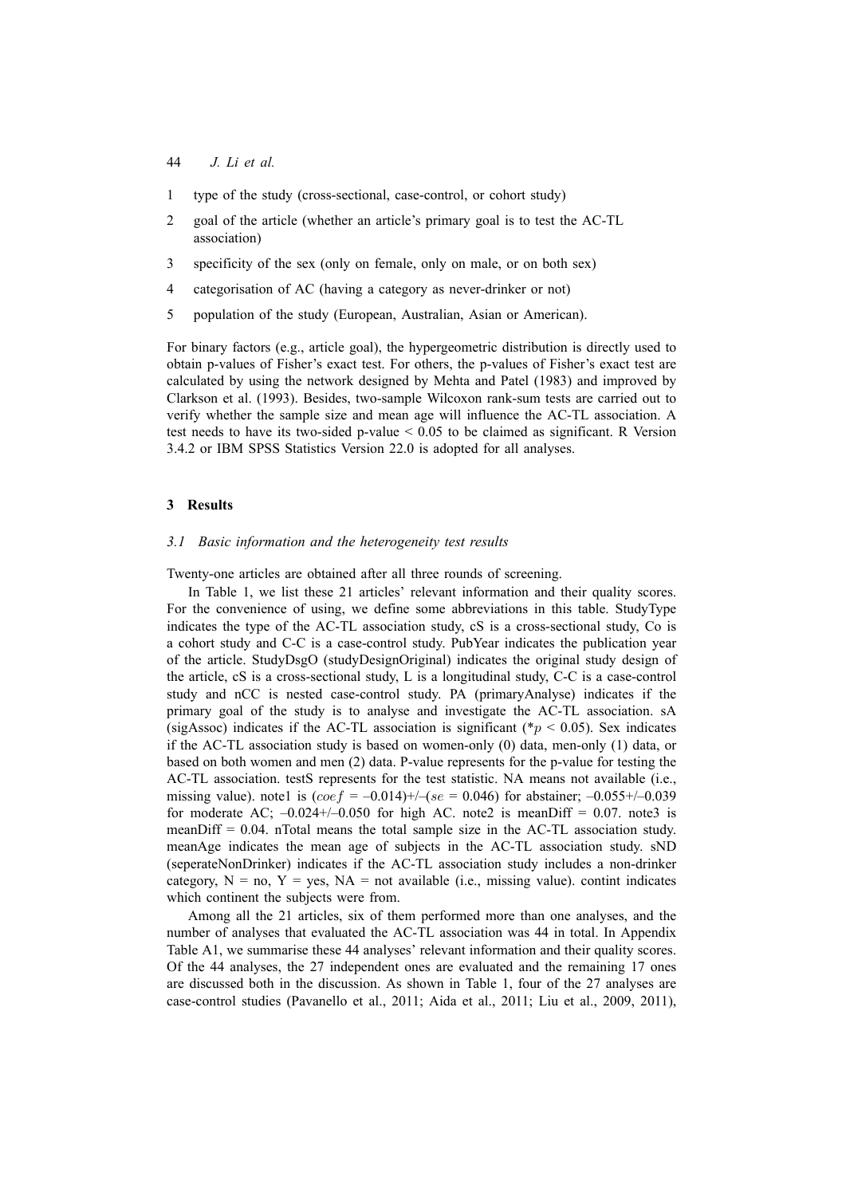1. type of the study (cross-sectional, case-control, or cohort study)
2. goal of the article (whether an article's primary goal is to test the AC-TL association)
3. specificity of the sex (only on female, only on male, or on both sex)
4. categorisation of AC (having a category as never-drinker or not)
5. population of the study (European, Australian, Asian or American).

For binary factors (e.g., article goal), the hypergeometric distribution is directly used to obtain p-values of Fisher's exact test. For others, the p-values of Fisher's exact test are calculated by using the network designed by Mehta and Patel (1983) and improved by Clarkson et al. (1993). Besides, two-sample Wilcoxon rank-sum tests are carried out to verify whether the sample size and mean age will influence the AC-TL association. A test needs to have its two-sided p-value < 0.05 to be claimed as significant. R Version 3.4.2 or IBM SPSS Statistics Version 22.0 is adopted for all analyses.

## 3 Results

### 3.1 Basic information and the heterogeneity test results

Twenty-one articles are obtained after all three rounds of screening.

In Table 1, we list these 21 articles' relevant information and their quality scores. For the convenience of using, we define some abbreviations in this table. StudyType indicates the type of the AC-TL association study, cS is a cross-sectional study, Co is a cohort study and C-C is a case-control study. PubYear indicates the publication year of the article. StudyDsgO (studyDesignOriginal) indicates the original study design of the article, cS is a cross-sectional study, L is a longitudinal study, C-C is a case-control study and nCC is nested case-control study. PA (primaryAnalyse) indicates if the primary goal of the study is to analyse and investigate the AC-TL association. sA (sigAssoc) indicates if the AC-TL association is significant (*$p < 0.05$). Sex indicates if the AC-TL association study is based on women-only (0) data, men-only (1) data, or based on both women and men (2) data. P-value represents for the p-value for testing the AC-TL association. testS represents for the test statistic. NA means not available (i.e., missing value). note1 is ($coef$ = –0.014)+/–($se$ = 0.046) for abstainer; –0.055+/–0.039 for moderate AC; –0.024+/–0.050 for high AC. note2 is meanDiff = 0.07. note3 is meanDiff = 0.04. nTotal means the total sample size in the AC-TL association study. meanAge indicates the mean age of subjects in the AC-TL association study. sND (seperateNonDrinker) indicates if the AC-TL association study includes a non-drinker category, N = no, Y = yes, NA = not available (i.e., missing value). contint indicates which continent the subjects were from.

Among all the 21 articles, six of them performed more than one analyses, and the number of analyses that evaluated the AC-TL association was 44 in total. In Appendix Table A1, we summarise these 44 analyses' relevant information and their quality scores. Of the 44 analyses, the 27 independent ones are evaluated and the remaining 17 ones are discussed both in the discussion. As shown in Table 1, four of the 27 analyses are case-control studies (Pavanello et al., 2011; Aida et al., 2011; Liu et al., 2009, 2011),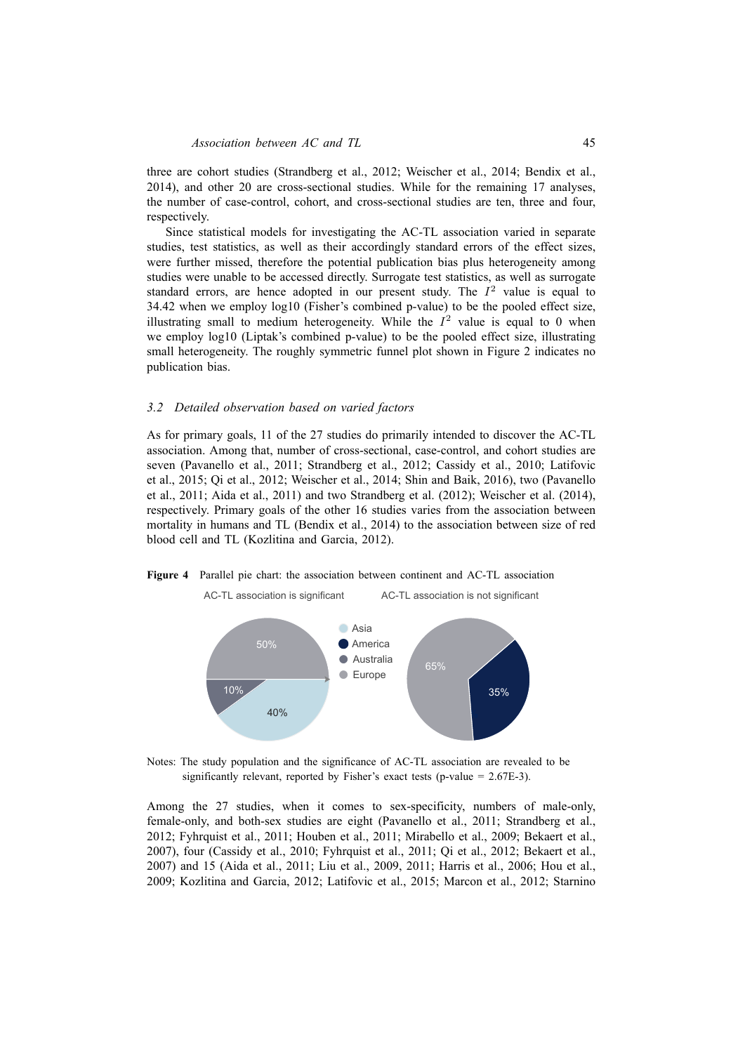three are cohort studies (Strandberg et al., 2012; Weischer et al., 2014; Bendix et al., 2014), and other 20 are cross-sectional studies. While for the remaining 17 analyses, the number of case-control, cohort, and cross-sectional studies are ten, three and four, respectively.

Since statistical models for investigating the AC-TL association varied in separate studies, test statistics, as well as their accordingly standard errors of the effect sizes, were further missed, therefore the potential publication bias plus heterogeneity among studies were unable to be accessed directly. Surrogate test statistics, as well as surrogate standard errors, are hence adopted in our present study. The $I^2$ value is equal to 34.42 when we employ log10 (Fisher's combined p-value) to be the pooled effect size, illustrating small to medium heterogeneity. While the $I^2$ value is equal to 0 when we employ log10 (Liptak's combined p-value) to be the pooled effect size, illustrating small heterogeneity. The roughly symmetric funnel plot shown in Figure 2 indicates no publication bias.

### 3.2 Detailed observation based on varied factors

As for primary goals, 11 of the 27 studies do primarily intended to discover the AC-TL association. Among that, number of cross-sectional, case-control, and cohort studies are seven (Pavanello et al., 2011; Strandberg et al., 2012; Cassidy et al., 2010; Latifovic et al., 2015; Qi et al., 2012; Weischer et al., 2014; Shin and Baik, 2016), two (Pavanello et al., 2011; Aida et al., 2011) and two Strandberg et al. (2012); Weischer et al. (2014), respectively. Primary goals of the other 16 studies varies from the association between mortality in humans and TL (Bendix et al., 2014) to the association between size of red blood cell and TL (Kozlitina and Garcia, 2012).

**Figure 4** Parallel pie chart: the association between continent and AC-TL association

AC-TL association is significant: Europe 50%, Asia 40%, Australia 10%

AC-TL association is not significant: Europe 65%, America 35%

Notes: The study population and the significance of AC-TL association are revealed to be significantly relevant, reported by Fisher's exact tests (p-value = 2.67E-3).

Among the 27 studies, when it comes to sex-specificity, numbers of male-only, female-only, and both-sex studies are eight (Pavanello et al., 2011; Strandberg et al., 2012; Fyhrquist et al., 2011; Houben et al., 2011; Mirabello et al., 2009; Bekaert et al., 2007), four (Cassidy et al., 2010; Fyhrquist et al., 2011; Qi et al., 2012; Bekaert et al., 2007) and 15 (Aida et al., 2011; Liu et al., 2009, 2011; Harris et al., 2006; Hou et al., 2009; Kozlitina and Garcia, 2012; Latifovic et al., 2015; Marcon et al., 2012; Starnino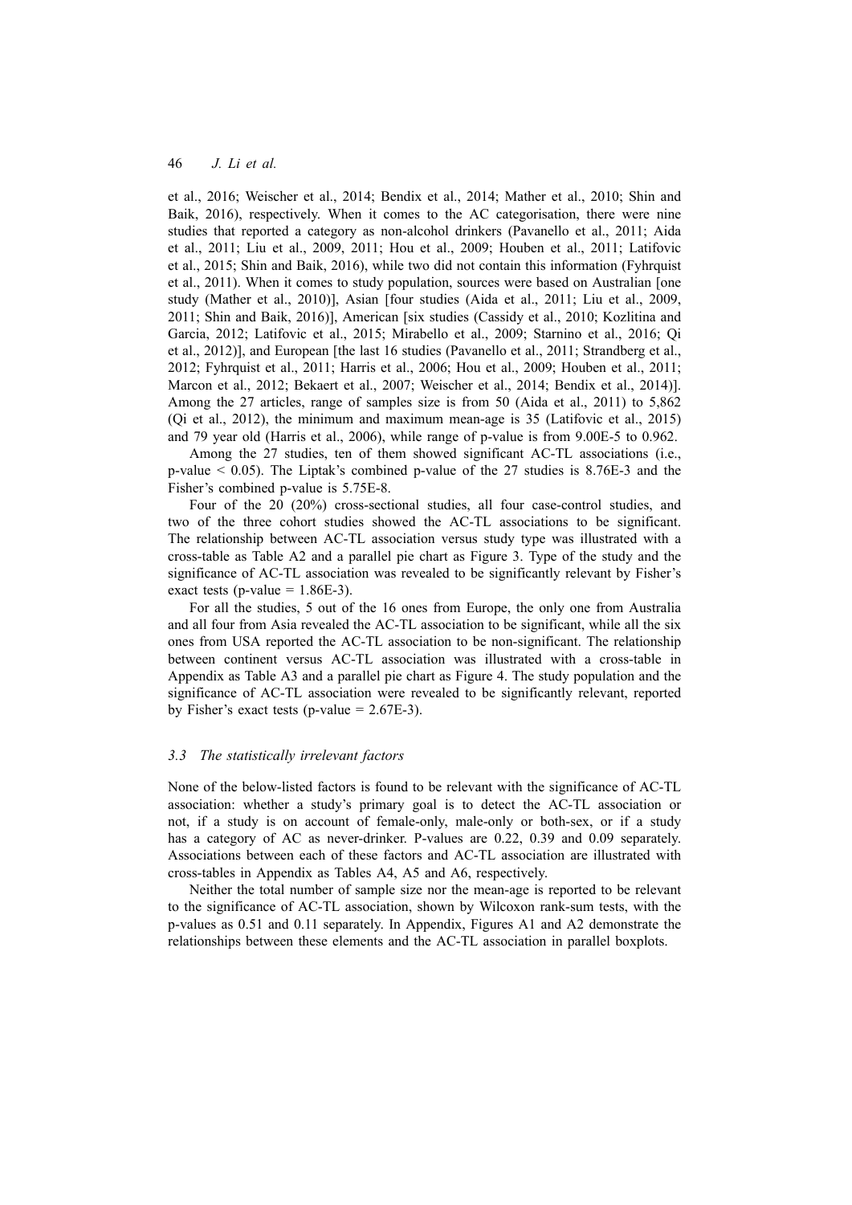et al., 2016; Weischer et al., 2014; Bendix et al., 2014; Mather et al., 2010; Shin and Baik, 2016), respectively. When it comes to the AC categorisation, there were nine studies that reported a category as non-alcohol drinkers (Pavanello et al., 2011; Aida et al., 2011; Liu et al., 2009, 2011; Hou et al., 2009; Houben et al., 2011; Latifovic et al., 2015; Shin and Baik, 2016), while two did not contain this information (Fyhrquist et al., 2011). When it comes to study population, sources were based on Australian [one study (Mather et al., 2010)], Asian [four studies (Aida et al., 2011; Liu et al., 2009, 2011; Shin and Baik, 2016)], American [six studies (Cassidy et al., 2010; Kozlitina and Garcia, 2012; Latifovic et al., 2015; Mirabello et al., 2009; Starnino et al., 2016; Qi et al., 2012)], and European [the last 16 studies (Pavanello et al., 2011; Strandberg et al., 2012; Fyhrquist et al., 2011; Harris et al., 2006; Hou et al., 2009; Houben et al., 2011; Marcon et al., 2012; Bekaert et al., 2007; Weischer et al., 2014; Bendix et al., 2014)]. Among the 27 articles, range of samples size is from 50 (Aida et al., 2011) to 5,862 (Qi et al., 2012), the minimum and maximum mean-age is 35 (Latifovic et al., 2015) and 79 year old (Harris et al., 2006), while range of p-value is from 9.00E-5 to 0.962.

Among the 27 studies, ten of them showed significant AC-TL associations (i.e., p-value < 0.05). The Liptak's combined p-value of the 27 studies is 8.76E-3 and the Fisher's combined p-value is 5.75E-8.

Four of the 20 (20%) cross-sectional studies, all four case-control studies, and two of the three cohort studies showed the AC-TL associations to be significant. The relationship between AC-TL association versus study type was illustrated with a cross-table as Table A2 and a parallel pie chart as Figure 3. Type of the study and the significance of AC-TL association was revealed to be significantly relevant by Fisher's exact tests (p-value = 1.86E-3).

For all the studies, 5 out of the 16 ones from Europe, the only one from Australia and all four from Asia revealed the AC-TL association to be significant, while all the six ones from USA reported the AC-TL association to be non-significant. The relationship between continent versus AC-TL association was illustrated with a cross-table in Appendix as Table A3 and a parallel pie chart as Figure 4. The study population and the significance of AC-TL association were revealed to be significantly relevant, reported by Fisher's exact tests (p-value = 2.67E-3).

### *3.3 The statistically irrelevant factors*

None of the below-listed factors is found to be relevant with the significance of AC-TL association: whether a study's primary goal is to detect the AC-TL association or not, if a study is on account of female-only, male-only or both-sex, or if a study has a category of AC as never-drinker. P-values are 0.22, 0.39 and 0.09 separately. Associations between each of these factors and AC-TL association are illustrated with cross-tables in Appendix as Tables A4, A5 and A6, respectively.

Neither the total number of sample size nor the mean-age is reported to be relevant to the significance of AC-TL association, shown by Wilcoxon rank-sum tests, with the p-values as 0.51 and 0.11 separately. In Appendix, Figures A1 and A2 demonstrate the relationships between these elements and the AC-TL association in parallel boxplots.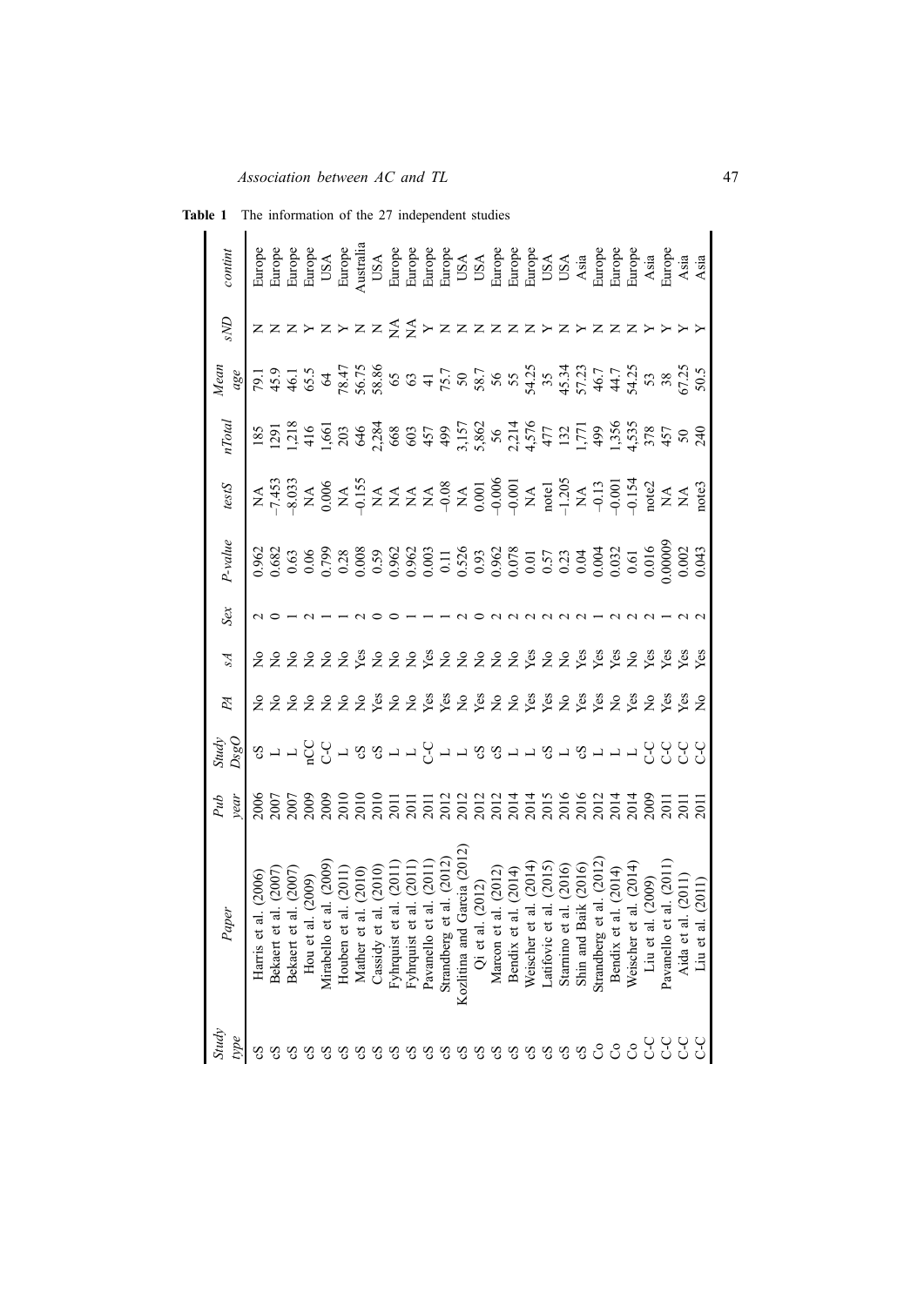**Table 1** The information of the 27 independent studies

| Study type | Paper | Pub year | Study DsgO | PA | sA | Sex | P-value | testS | nTotal | Mean age | sND | contint |
|---|---|---|---|---|---|---|---|---|---|---|---|---|
| cS | Harris et al. (2006) | 2006 | cS | No | No | 2 | 0.962 | NA | 185 | 79.1 | N | Europe |
| cS | Bekaert et al. (2007) | 2007 | L | No | No | 0 | 0.682 | −7.453 | 1291 | 45.9 | N | Europe |
| cS | Bekaert et al. (2007) | 2007 | L | No | No | 1 | 0.63 | −8.033 | 1,218 | 46.1 | N | Europe |
| cS | Hou et al. (2009) | 2009 | nCC | No | No | 2 | 0.06 | NA | 416 | 65.5 | Y | Europe |
| cS | Mirabello et al. (2009) | 2009 | C-C | No | No | 1 | 0.799 | 0.006 | 1,661 | 64 | N | USA |
| cS | Houben et al. (2011) | 2010 | L | No | No | 1 | 0.28 | NA | 203 | 78.47 | Y | Europe |
| cS | Mather et al. (2010) | 2010 | cS | No | Yes | 2 | 0.008 | −0.155 | 646 | 56.75 | N | Australia |
| cS | Cassidy et al. (2010) | 2010 | cS | Yes | No | 0 | 0.59 | NA | 2,284 | 58.86 | N | USA |
| cS | Fyhrquist et al. (2011) | 2011 | L | No | No | 0 | 0.962 | NA | 668 | 65 | NA | Europe |
| cS | Fyhrquist et al. (2011) | 2011 | L | No | No | 1 | 0.962 | NA | 603 | 63 | NA | Europe |
| cS | Pavanello et al. (2011) | 2011 | C-C | Yes | Yes | 1 | 0.003 | NA | 457 | 41 | Y | Europe |
| cS | Strandberg et al. (2012) | 2012 | L | Yes | No | 1 | 0.11 | −0.08 | 499 | 75.7 | N | Europe |
| cS | Kozlitina and Garcia (2012) | 2012 | L | No | No | 2 | 0.526 | NA | 3,157 | 50 | N | USA |
| cS | Qi et al. (2012) | 2012 | cS | Yes | No | 0 | 0.93 | 0.001 | 5,862 | 58.7 | N | USA |
| cS | Marcon et al. (2012) | 2012 | cS | No | No | 2 | 0.962 | −0.006 | 56 | 56 | N | Europe |
| cS | Bendix et al. (2014) | 2014 | L | No | No | 2 | 0.078 | −0.001 | 2,214 | 55 | N | Europe |
| cS | Weischer et al. (2014) | 2014 | L | Yes | Yes | 2 | 0.01 | NA | 4,576 | 54.25 | N | Europe |
| cS | Latifovic et al. (2015) | 2015 | cS | Yes | No | 2 | 0.57 | note1 | 477 | 35 | Y | USA |
| cS | Starnino et al. (2016) | 2016 | L | No | No | 2 | 0.23 | −1.205 | 132 | 45.34 | N | USA |
| cS | Shin and Baik (2016) | 2016 | cS | Yes | Yes | 2 | 0.04 | NA | 1,771 | 57.23 | Y | Asia |
| Co | Strandberg et al. (2012) | 2012 | L | Yes | Yes | 1 | 0.004 | −0.13 | 499 | 46.7 | N | Europe |
| Co | Bendix et al. (2014) | 2014 | L | No | Yes | 2 | 0.032 | −0.001 | 1,356 | 44.7 | N | Europe |
| Co | Weischer et al. (2014) | 2014 | L | Yes | No | 2 | 0.61 | −0.154 | 4,535 | 54.25 | N | Europe |
| C-C | Liu et al. (2009) | 2009 | C-C | No | Yes | 2 | 0.016 | note2 | 378 | 53 | Y | Asia |
| C-C | Pavanello et al. (2011) | 2011 | C-C | Yes | Yes | 1 | 0.00009 | NA | 457 | 38 | Y | Europe |
| C-C | Aida et al. (2011) | 2011 | C-C | Yes | Yes | 2 | 0.002 | NA | 50 | 67.25 | Y | Asia |
| C-C | Liu et al. (2011) | 2011 | C-C | No | Yes | 2 | 0.043 | note3 | 240 | 50.5 | Y | Asia |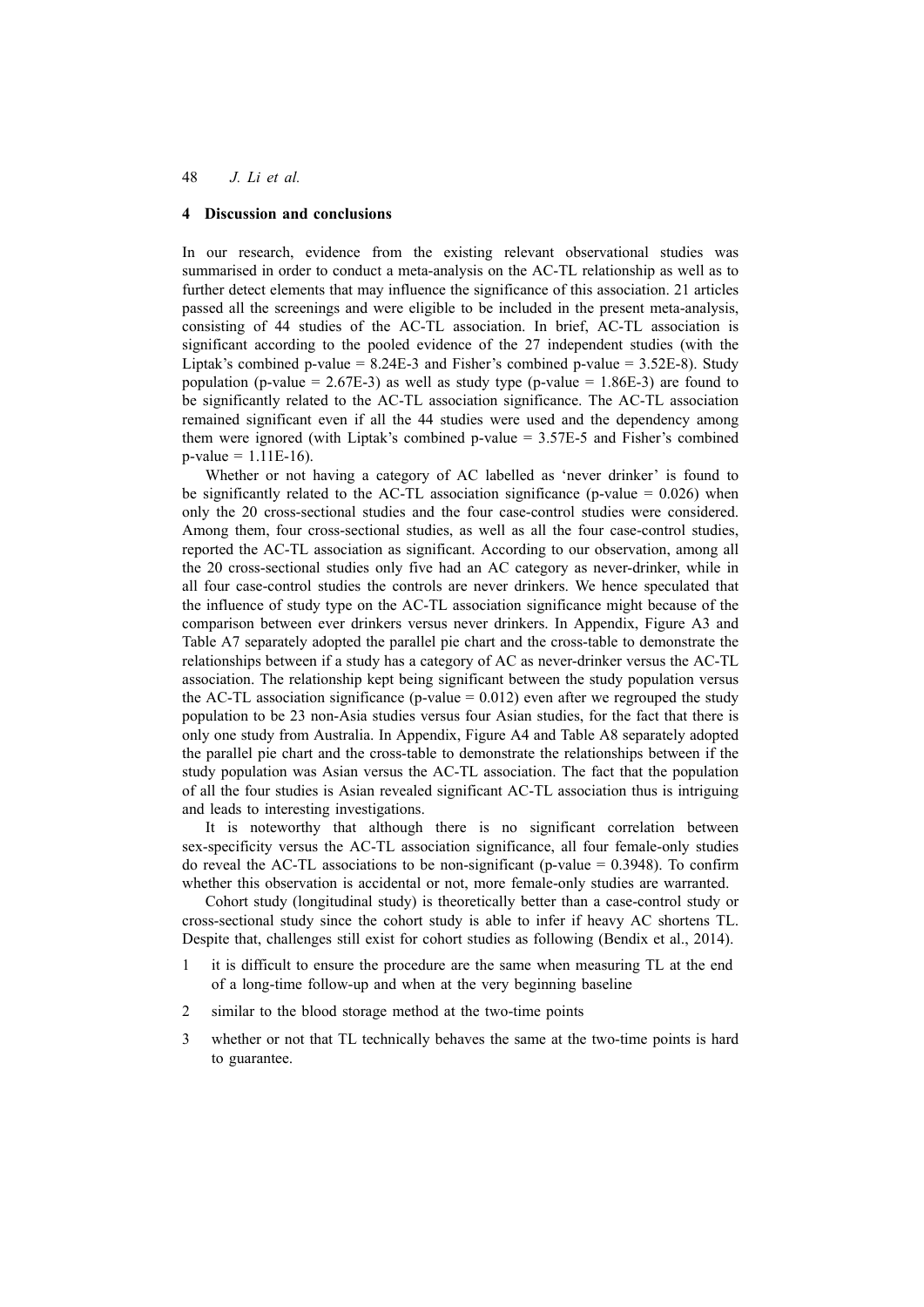## 4 Discussion and conclusions

In our research, evidence from the existing relevant observational studies was summarised in order to conduct a meta-analysis on the AC-TL relationship as well as to further detect elements that may influence the significance of this association. 21 articles passed all the screenings and were eligible to be included in the present meta-analysis, consisting of 44 studies of the AC-TL association. In brief, AC-TL association is significant according to the pooled evidence of the 27 independent studies (with the Liptak's combined p-value = 8.24E-3 and Fisher's combined p-value = 3.52E-8). Study population (p-value = 2.67E-3) as well as study type (p-value = 1.86E-3) are found to be significantly related to the AC-TL association significance. The AC-TL association remained significant even if all the 44 studies were used and the dependency among them were ignored (with Liptak's combined p-value = 3.57E-5 and Fisher's combined p-value = 1.11E-16).

Whether or not having a category of AC labelled as 'never drinker' is found to be significantly related to the AC-TL association significance (p-value = 0.026) when only the 20 cross-sectional studies and the four case-control studies were considered. Among them, four cross-sectional studies, as well as all the four case-control studies, reported the AC-TL association as significant. According to our observation, among all the 20 cross-sectional studies only five had an AC category as never-drinker, while in all four case-control studies the controls are never drinkers. We hence speculated that the influence of study type on the AC-TL association significance might because of the comparison between ever drinkers versus never drinkers. In Appendix, Figure A3 and Table A7 separately adopted the parallel pie chart and the cross-table to demonstrate the relationships between if a study has a category of AC as never-drinker versus the AC-TL association. The relationship kept being significant between the study population versus the AC-TL association significance (p-value = 0.012) even after we regrouped the study population to be 23 non-Asia studies versus four Asian studies, for the fact that there is only one study from Australia. In Appendix, Figure A4 and Table A8 separately adopted the parallel pie chart and the cross-table to demonstrate the relationships between if the study population was Asian versus the AC-TL association. The fact that the population of all the four studies is Asian revealed significant AC-TL association thus is intriguing and leads to interesting investigations.

It is noteworthy that although there is no significant correlation between sex-specificity versus the AC-TL association significance, all four female-only studies do reveal the AC-TL associations to be non-significant (p-value = 0.3948). To confirm whether this observation is accidental or not, more female-only studies are warranted.

Cohort study (longitudinal study) is theoretically better than a case-control study or cross-sectional study since the cohort study is able to infer if heavy AC shortens TL. Despite that, challenges still exist for cohort studies as following (Bendix et al., 2014).

1. it is difficult to ensure the procedure are the same when measuring TL at the end of a long-time follow-up and when at the very beginning baseline
2. similar to the blood storage method at the two-time points
3. whether or not that TL technically behaves the same at the two-time points is hard to guarantee.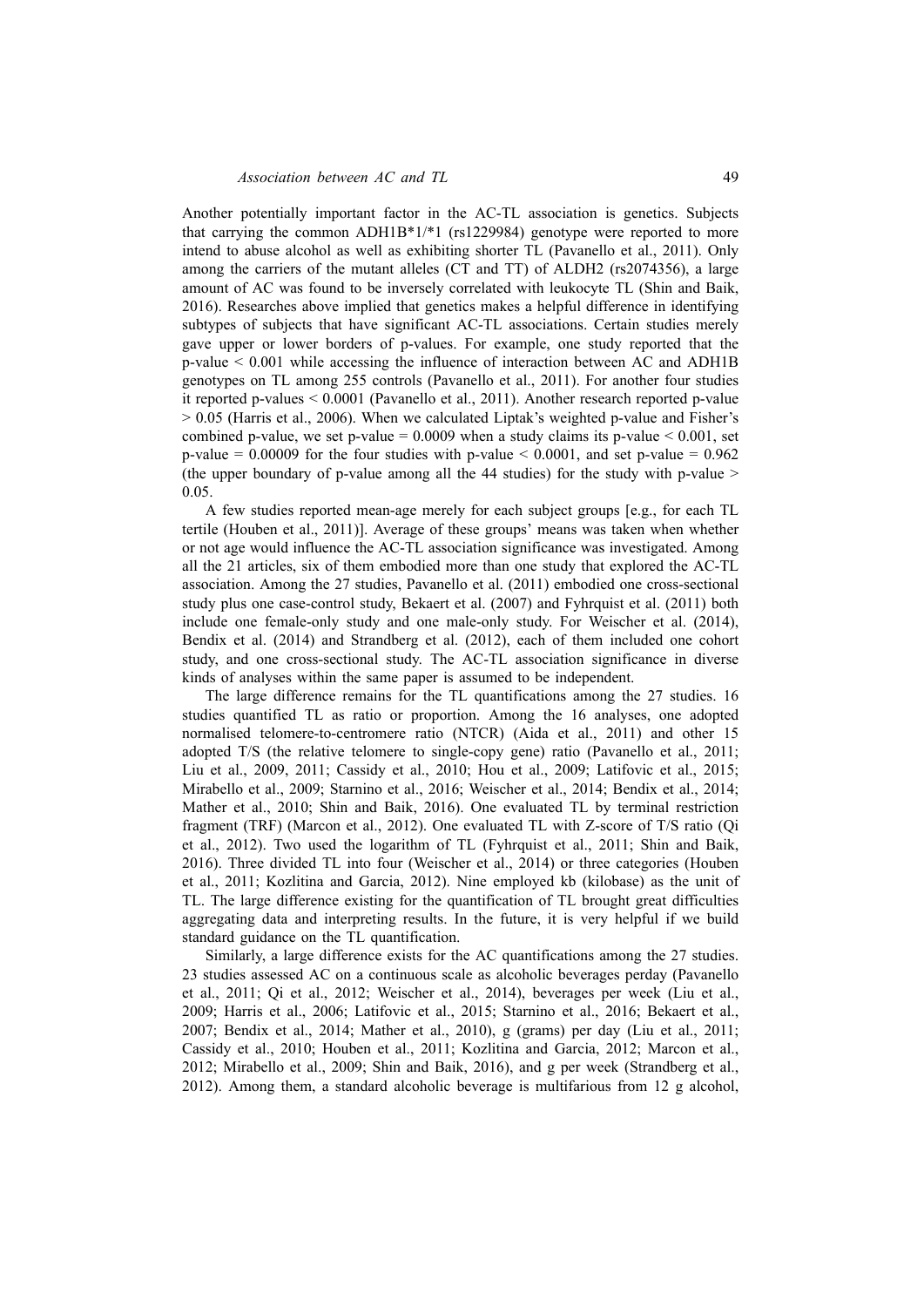Another potentially important factor in the AC-TL association is genetics. Subjects that carrying the common ADH1B*1/*1 (rs1229984) genotype were reported to more intend to abuse alcohol as well as exhibiting shorter TL (Pavanello et al., 2011). Only among the carriers of the mutant alleles (CT and TT) of ALDH2 (rs2074356), a large amount of AC was found to be inversely correlated with leukocyte TL (Shin and Baik, 2016). Researches above implied that genetics makes a helpful difference in identifying subtypes of subjects that have significant AC-TL associations. Certain studies merely gave upper or lower borders of p-values. For example, one study reported that the p-value $< 0.001$ while accessing the influence of interaction between AC and ADH1B genotypes on TL among 255 controls (Pavanello et al., 2011). For another four studies it reported p-values $< 0.0001$ (Pavanello et al., 2011). Another research reported p-value $> 0.05$ (Harris et al., 2006). When we calculated Liptak's weighted p-value and Fisher's combined p-value, we set p-value $= 0.0009$ when a study claims its p-value $< 0.001$, set p-value $= 0.00009$ for the four studies with p-value $< 0.0001$, and set p-value $= 0.962$ (the upper boundary of p-value among all the 44 studies) for the study with p-value $> 0.05$.

A few studies reported mean-age merely for each subject groups [e.g., for each TL tertile (Houben et al., 2011)]. Average of these groups' means was taken when whether or not age would influence the AC-TL association significance was investigated. Among all the 21 articles, six of them embodied more than one study that explored the AC-TL association. Among the 27 studies, Pavanello et al. (2011) embodied one cross-sectional study plus one case-control study, Bekaert et al. (2007) and Fyhrquist et al. (2011) both include one female-only study and one male-only study. For Weischer et al. (2014), Bendix et al. (2014) and Strandberg et al. (2012), each of them included one cohort study, and one cross-sectional study. The AC-TL association significance in diverse kinds of analyses within the same paper is assumed to be independent.

The large difference remains for the TL quantifications among the 27 studies. 16 studies quantified TL as ratio or proportion. Among the 16 analyses, one adopted normalised telomere-to-centromere ratio (NTCR) (Aida et al., 2011) and other 15 adopted T/S (the relative telomere to single-copy gene) ratio (Pavanello et al., 2011; Liu et al., 2009, 2011; Cassidy et al., 2010; Hou et al., 2009; Latifovic et al., 2015; Mirabello et al., 2009; Starnino et al., 2016; Weischer et al., 2014; Bendix et al., 2014; Mather et al., 2010; Shin and Baik, 2016). One evaluated TL by terminal restriction fragment (TRF) (Marcon et al., 2012). One evaluated TL with Z-score of T/S ratio (Qi et al., 2012). Two used the logarithm of TL (Fyhrquist et al., 2011; Shin and Baik, 2016). Three divided TL into four (Weischer et al., 2014) or three categories (Houben et al., 2011; Kozlitina and Garcia, 2012). Nine employed kb (kilobase) as the unit of TL. The large difference existing for the quantification of TL brought great difficulties aggregating data and interpreting results. In the future, it is very helpful if we build standard guidance on the TL quantification.

Similarly, a large difference exists for the AC quantifications among the 27 studies. 23 studies assessed AC on a continuous scale as alcoholic beverages perday (Pavanello et al., 2011; Qi et al., 2012; Weischer et al., 2014), beverages per week (Liu et al., 2009; Harris et al., 2006; Latifovic et al., 2015; Starnino et al., 2016; Bekaert et al., 2007; Bendix et al., 2014; Mather et al., 2010), g (grams) per day (Liu et al., 2011; Cassidy et al., 2010; Houben et al., 2011; Kozlitina and Garcia, 2012; Marcon et al., 2012; Mirabello et al., 2009; Shin and Baik, 2016), and g per week (Strandberg et al., 2012). Among them, a standard alcoholic beverage is multifarious from 12 g alcohol,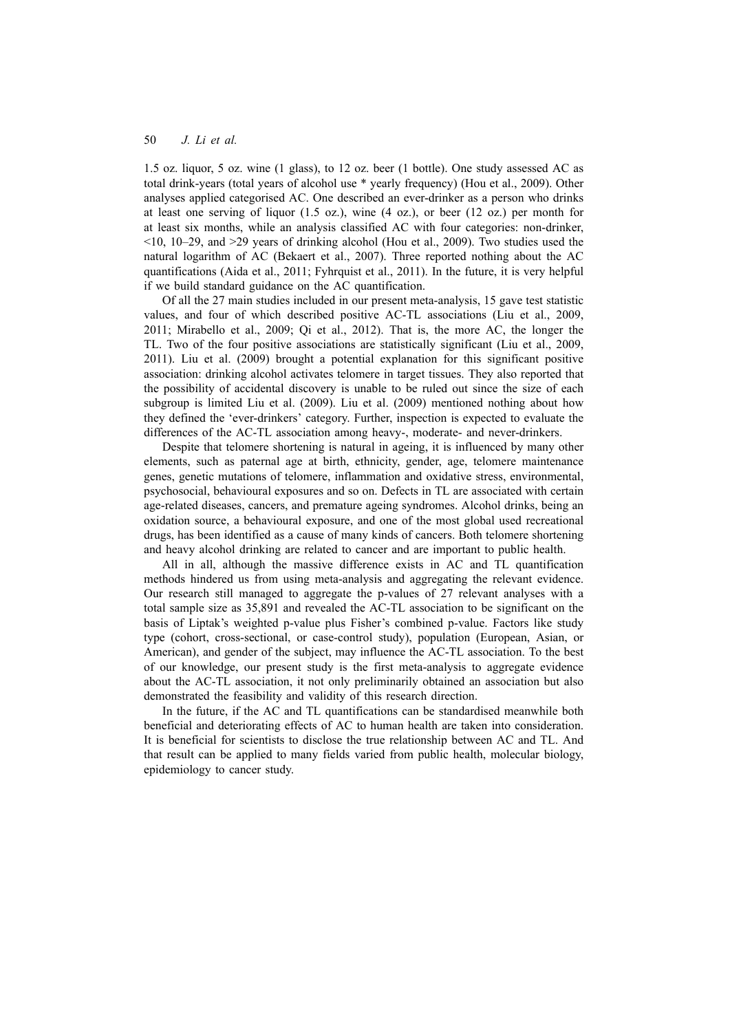1.5 oz. liquor, 5 oz. wine (1 glass), to 12 oz. beer (1 bottle). One study assessed AC as total drink-years (total years of alcohol use * yearly frequency) (Hou et al., 2009). Other analyses applied categorised AC. One described an ever-drinker as a person who drinks at least one serving of liquor (1.5 oz.), wine (4 oz.), or beer (12 oz.) per month for at least six months, while an analysis classified AC with four categories: non-drinker, <10, 10–29, and >29 years of drinking alcohol (Hou et al., 2009). Two studies used the natural logarithm of AC (Bekaert et al., 2007). Three reported nothing about the AC quantifications (Aida et al., 2011; Fyhrquist et al., 2011). In the future, it is very helpful if we build standard guidance on the AC quantification.

Of all the 27 main studies included in our present meta-analysis, 15 gave test statistic values, and four of which described positive AC-TL associations (Liu et al., 2009, 2011; Mirabello et al., 2009; Qi et al., 2012). That is, the more AC, the longer the TL. Two of the four positive associations are statistically significant (Liu et al., 2009, 2011). Liu et al. (2009) brought a potential explanation for this significant positive association: drinking alcohol activates telomere in target tissues. They also reported that the possibility of accidental discovery is unable to be ruled out since the size of each subgroup is limited Liu et al. (2009). Liu et al. (2009) mentioned nothing about how they defined the 'ever-drinkers' category. Further, inspection is expected to evaluate the differences of the AC-TL association among heavy-, moderate- and never-drinkers.

Despite that telomere shortening is natural in ageing, it is influenced by many other elements, such as paternal age at birth, ethnicity, gender, age, telomere maintenance genes, genetic mutations of telomere, inflammation and oxidative stress, environmental, psychosocial, behavioural exposures and so on. Defects in TL are associated with certain age-related diseases, cancers, and premature ageing syndromes. Alcohol drinks, being an oxidation source, a behavioural exposure, and one of the most global used recreational drugs, has been identified as a cause of many kinds of cancers. Both telomere shortening and heavy alcohol drinking are related to cancer and are important to public health.

All in all, although the massive difference exists in AC and TL quantification methods hindered us from using meta-analysis and aggregating the relevant evidence. Our research still managed to aggregate the p-values of 27 relevant analyses with a total sample size as 35,891 and revealed the AC-TL association to be significant on the basis of Liptak's weighted p-value plus Fisher's combined p-value. Factors like study type (cohort, cross-sectional, or case-control study), population (European, Asian, or American), and gender of the subject, may influence the AC-TL association. To the best of our knowledge, our present study is the first meta-analysis to aggregate evidence about the AC-TL association, it not only preliminarily obtained an association but also demonstrated the feasibility and validity of this research direction.

In the future, if the AC and TL quantifications can be standardised meanwhile both beneficial and deteriorating effects of AC to human health are taken into consideration. It is beneficial for scientists to disclose the true relationship between AC and TL. And that result can be applied to many fields varied from public health, molecular biology, epidemiology to cancer study.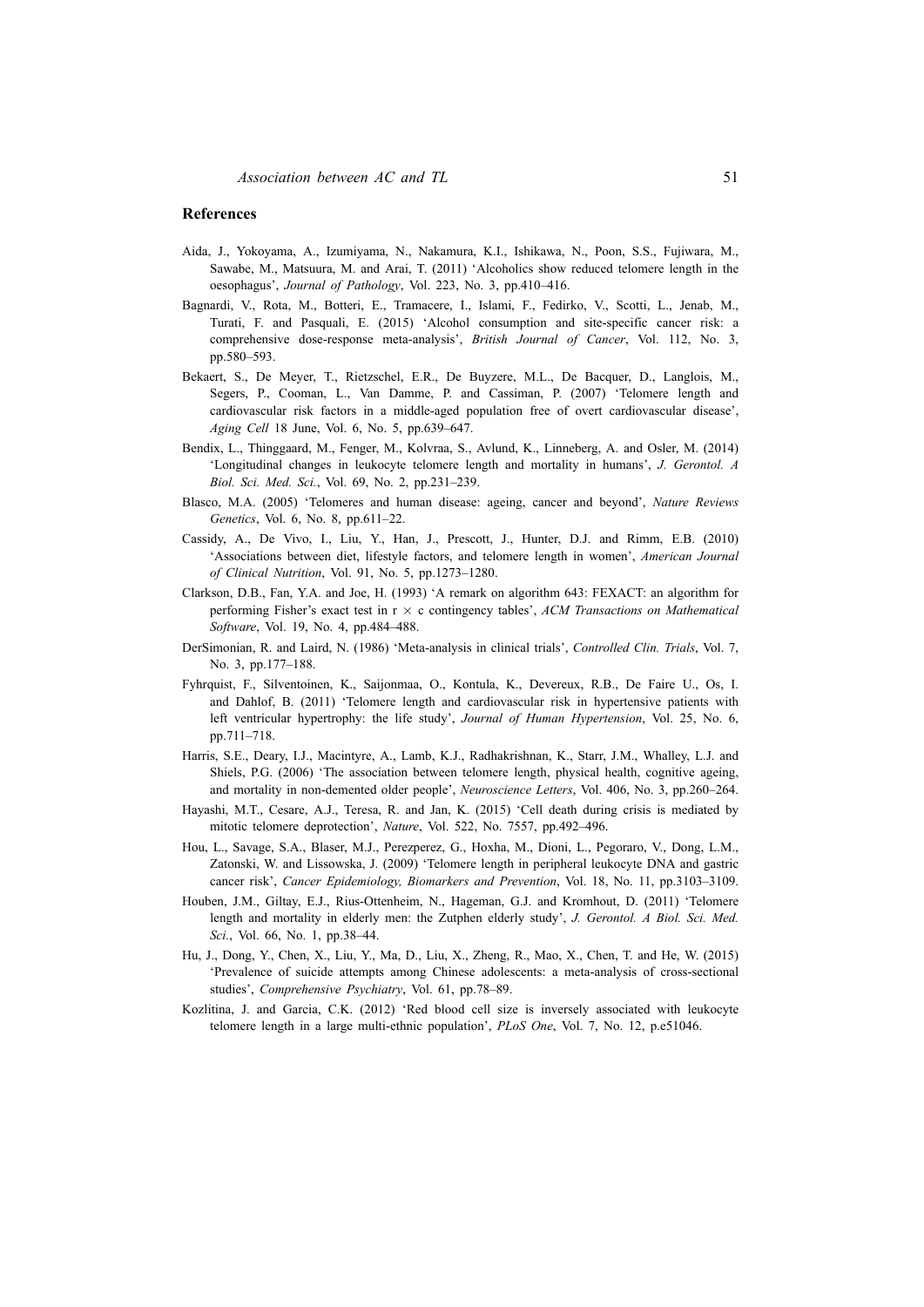## References

Aida, J., Yokoyama, A., Izumiyama, N., Nakamura, K.I., Ishikawa, N., Poon, S.S., Fujiwara, M., Sawabe, M., Matsuura, M. and Arai, T. (2011) 'Alcoholics show reduced telomere length in the oesophagus', *Journal of Pathology*, Vol. 223, No. 3, pp.410–416.

Bagnardi, V., Rota, M., Botteri, E., Tramacere, I., Islami, F., Fedirko, V., Scotti, L., Jenab, M., Turati, F. and Pasquali, E. (2015) 'Alcohol consumption and site-specific cancer risk: a comprehensive dose-response meta-analysis', *British Journal of Cancer*, Vol. 112, No. 3, pp.580–593.

Bekaert, S., De Meyer, T., Rietzschel, E.R., De Buyzere, M.L., De Bacquer, D., Langlois, M., Segers, P., Cooman, L., Van Damme, P. and Cassiman, P. (2007) 'Telomere length and cardiovascular risk factors in a middle-aged population free of overt cardiovascular disease', *Aging Cell* 18 June, Vol. 6, No. 5, pp.639–647.

Bendix, L., Thinggaard, M., Fenger, M., Kolvraa, S., Avlund, K., Linneberg, A. and Osler, M. (2014) 'Longitudinal changes in leukocyte telomere length and mortality in humans', *J. Gerontol. A Biol. Sci. Med. Sci.*, Vol. 69, No. 2, pp.231–239.

Blasco, M.A. (2005) 'Telomeres and human disease: ageing, cancer and beyond', *Nature Reviews Genetics*, Vol. 6, No. 8, pp.611–22.

Cassidy, A., De Vivo, I., Liu, Y., Han, J., Prescott, J., Hunter, D.J. and Rimm, E.B. (2010) 'Associations between diet, lifestyle factors, and telomere length in women', *American Journal of Clinical Nutrition*, Vol. 91, No. 5, pp.1273–1280.

Clarkson, D.B., Fan, Y.A. and Joe, H. (1993) 'A remark on algorithm 643: FEXACT: an algorithm for performing Fisher's exact test in r × c contingency tables', *ACM Transactions on Mathematical Software*, Vol. 19, No. 4, pp.484–488.

DerSimonian, R. and Laird, N. (1986) 'Meta-analysis in clinical trials', *Controlled Clin. Trials*, Vol. 7, No. 3, pp.177–188.

Fyhrquist, F., Silventoinen, K., Saijonmaa, O., Kontula, K., Devereux, R.B., De Faire U., Os, I. and Dahlof, B. (2011) 'Telomere length and cardiovascular risk in hypertensive patients with left ventricular hypertrophy: the life study', *Journal of Human Hypertension*, Vol. 25, No. 6, pp.711–718.

Harris, S.E., Deary, I.J., Macintyre, A., Lamb, K.J., Radhakrishnan, K., Starr, J.M., Whalley, L.J. and Shiels, P.G. (2006) 'The association between telomere length, physical health, cognitive ageing, and mortality in non-demented older people', *Neuroscience Letters*, Vol. 406, No. 3, pp.260–264.

Hayashi, M.T., Cesare, A.J., Teresa, R. and Jan, K. (2015) 'Cell death during crisis is mediated by mitotic telomere deprotection', *Nature*, Vol. 522, No. 7557, pp.492–496.

Hou, L., Savage, S.A., Blaser, M.J., Perezperez, G., Hoxha, M., Dioni, L., Pegoraro, V., Dong, L.M., Zatonski, W. and Lissowska, J. (2009) 'Telomere length in peripheral leukocyte DNA and gastric cancer risk', *Cancer Epidemiology, Biomarkers and Prevention*, Vol. 18, No. 11, pp.3103–3109.

Houben, J.M., Giltay, E.J., Rius-Ottenheim, N., Hageman, G.J. and Kromhout, D. (2011) 'Telomere length and mortality in elderly men: the Zutphen elderly study', *J. Gerontol. A Biol. Sci. Med. Sci.*, Vol. 66, No. 1, pp.38–44.

Hu, J., Dong, Y., Chen, X., Liu, Y., Ma, D., Liu, X., Zheng, R., Mao, X., Chen, T. and He, W. (2015) 'Prevalence of suicide attempts among Chinese adolescents: a meta-analysis of cross-sectional studies', *Comprehensive Psychiatry*, Vol. 61, pp.78–89.

Kozlitina, J. and Garcia, C.K. (2012) 'Red blood cell size is inversely associated with leukocyte telomere length in a large multi-ethnic population', *PLoS One*, Vol. 7, No. 12, p.e51046.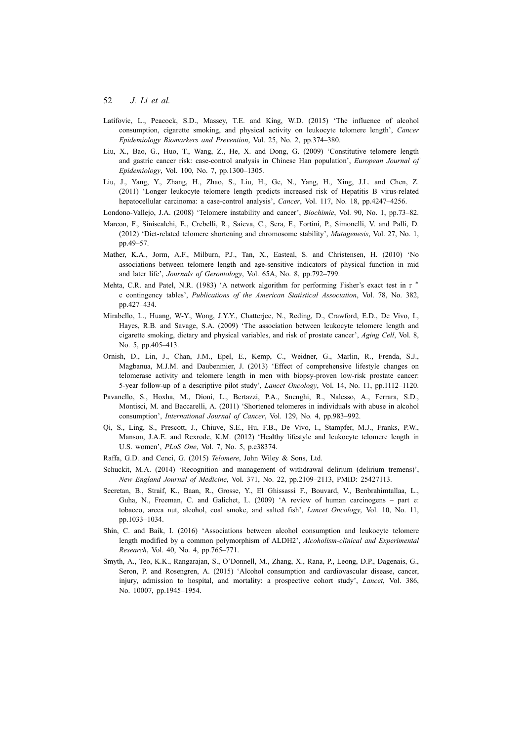Latifovic, L., Peacock, S.D., Massey, T.E. and King, W.D. (2015) 'The influence of alcohol consumption, cigarette smoking, and physical activity on leukocyte telomere length', *Cancer Epidemiology Biomarkers and Prevention*, Vol. 25, No. 2, pp.374–380.

Liu, X., Bao, G., Huo, T., Wang, Z., He, X. and Dong, G. (2009) 'Constitutive telomere length and gastric cancer risk: case-control analysis in Chinese Han population', *European Journal of Epidemiology*, Vol. 100, No. 7, pp.1300–1305.

Liu, J., Yang, Y., Zhang, H., Zhao, S., Liu, H., Ge, N., Yang, H., Xing, J.L. and Chen, Z. (2011) 'Longer leukocyte telomere length predicts increased risk of Hepatitis B virus-related hepatocellular carcinoma: a case-control analysis', *Cancer*, Vol. 117, No. 18, pp.4247–4256.

Londono-Vallejo, J.A. (2008) 'Telomere instability and cancer', *Biochimie*, Vol. 90, No. 1, pp.73–82.

Marcon, F., Siniscalchi, E., Crebelli, R., Saieva, C., Sera, F., Fortini, P., Simonelli, V. and Palli, D. (2012) 'Diet-related telomere shortening and chromosome stability', *Mutagenesis*, Vol. 27, No. 1, pp.49–57.

Mather, K.A., Jorm, A.F., Milburn, P.J., Tan, X., Easteal, S. and Christensen, H. (2010) 'No associations between telomere length and age-sensitive indicators of physical function in mid and later life', *Journals of Gerontology*, Vol. 65A, No. 8, pp.792–799.

Mehta, C.R. and Patel, N.R. (1983) 'A network algorithm for performing Fisher's exact test in r * c contingency tables', *Publications of the American Statistical Association*, Vol. 78, No. 382, pp.427–434.

Mirabello, L., Huang, W-Y., Wong, J.Y.Y., Chatterjee, N., Reding, D., Crawford, E.D., De Vivo, I., Hayes, R.B. and Savage, S.A. (2009) 'The association between leukocyte telomere length and cigarette smoking, dietary and physical variables, and risk of prostate cancer', *Aging Cell*, Vol. 8, No. 5, pp.405–413.

Ornish, D., Lin, J., Chan, J.M., Epel, E., Kemp, C., Weidner, G., Marlin, R., Frenda, S.J., Magbanua, M.J.M. and Daubenmier, J. (2013) 'Effect of comprehensive lifestyle changes on telomerase activity and telomere length in men with biopsy-proven low-risk prostate cancer: 5-year follow-up of a descriptive pilot study', *Lancet Oncology*, Vol. 14, No. 11, pp.1112–1120.

Pavanello, S., Hoxha, M., Dioni, L., Bertazzi, P.A., Snenghi, R., Nalesso, A., Ferrara, S.D., Montisci, M. and Baccarelli, A. (2011) 'Shortened telomeres in individuals with abuse in alcohol consumption', *International Journal of Cancer*, Vol. 129, No. 4, pp.983–992.

Qi, S., Ling, S., Prescott, J., Chiuve, S.E., Hu, F.B., De Vivo, I., Stampfer, M.J., Franks, P.W., Manson, J.A.E. and Rexrode, K.M. (2012) 'Healthy lifestyle and leukocyte telomere length in U.S. women', *PLoS One*, Vol. 7, No. 5, p.e38374.

Raffa, G.D. and Cenci, G. (2015) *Telomere*, John Wiley & Sons, Ltd.

Schuckit, M.A. (2014) 'Recognition and management of withdrawal delirium (delirium tremens)', *New England Journal of Medicine*, Vol. 371, No. 22, pp.2109–2113, PMID: 25427113.

Secretan, B., Straif, K., Baan, R., Grosse, Y., El Ghissassi F., Bouvard, V., Benbrahimtallaa, L., Guha, N., Freeman, C. and Galichet, L. (2009) 'A review of human carcinogens – part e: tobacco, areca nut, alcohol, coal smoke, and salted fish', *Lancet Oncology*, Vol. 10, No. 11, pp.1033–1034.

Shin, C. and Baik, I. (2016) 'Associations between alcohol consumption and leukocyte telomere length modified by a common polymorphism of ALDH2', *Alcoholism-clinical and Experimental Research*, Vol. 40, No. 4, pp.765–771.

Smyth, A., Teo, K.K., Rangarajan, S., O'Donnell, M., Zhang, X., Rana, P., Leong, D.P., Dagenais, G., Seron, P. and Rosengren, A. (2015) 'Alcohol consumption and cardiovascular disease, cancer, injury, admission to hospital, and mortality: a prospective cohort study', *Lancet*, Vol. 386, No. 10007, pp.1945–1954.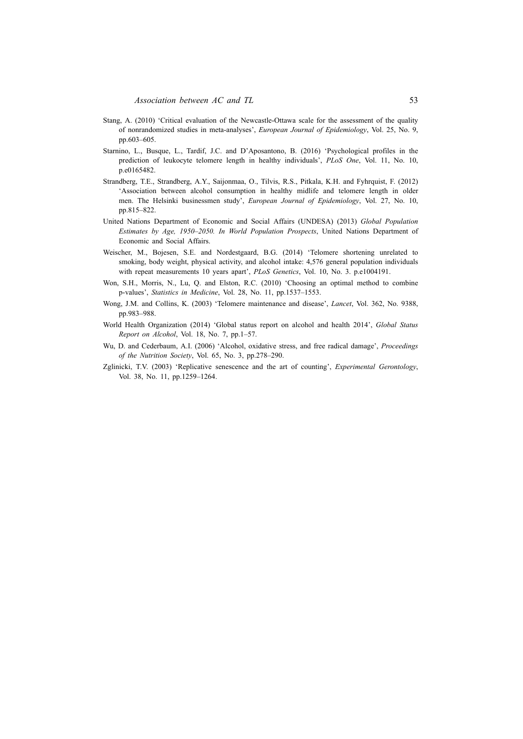Stang, A. (2010) 'Critical evaluation of the Newcastle-Ottawa scale for the assessment of the quality of nonrandomized studies in meta-analyses', *European Journal of Epidemiology*, Vol. 25, No. 9, pp.603–605.

Starnino, L., Busque, L., Tardif, J.C. and D'Aposantono, B. (2016) 'Psychological profiles in the prediction of leukocyte telomere length in healthy individuals', *PLoS One*, Vol. 11, No. 10, p.e0165482.

Strandberg, T.E., Strandberg, A.Y., Saijonmaa, O., Tilvis, R.S., Pitkala, K.H. and Fyhrquist, F. (2012) 'Association between alcohol consumption in healthy midlife and telomere length in older men. The Helsinki businessmen study', *European Journal of Epidemiology*, Vol. 27, No. 10, pp.815–822.

United Nations Department of Economic and Social Affairs (UNDESA) (2013) *Global Population Estimates by Age, 1950–2050. In World Population Prospects*, United Nations Department of Economic and Social Affairs.

Weischer, M., Bojesen, S.E. and Nordestgaard, B.G. (2014) 'Telomere shortening unrelated to smoking, body weight, physical activity, and alcohol intake: 4,576 general population individuals with repeat measurements 10 years apart', *PLoS Genetics*, Vol. 10, No. 3. p.e1004191.

Won, S.H., Morris, N., Lu, Q. and Elston, R.C. (2010) 'Choosing an optimal method to combine p-values', *Statistics in Medicine*, Vol. 28, No. 11, pp.1537–1553.

Wong, J.M. and Collins, K. (2003) 'Telomere maintenance and disease', *Lancet*, Vol. 362, No. 9388, pp.983–988.

World Health Organization (2014) 'Global status report on alcohol and health 2014', *Global Status Report on Alcohol*, Vol. 18, No. 7, pp.1–57.

Wu, D. and Cederbaum, A.I. (2006) 'Alcohol, oxidative stress, and free radical damage', *Proceedings of the Nutrition Society*, Vol. 65, No. 3, pp.278–290.

Zglinicki, T.V. (2003) 'Replicative senescence and the art of counting', *Experimental Gerontology*, Vol. 38, No. 11, pp.1259–1264.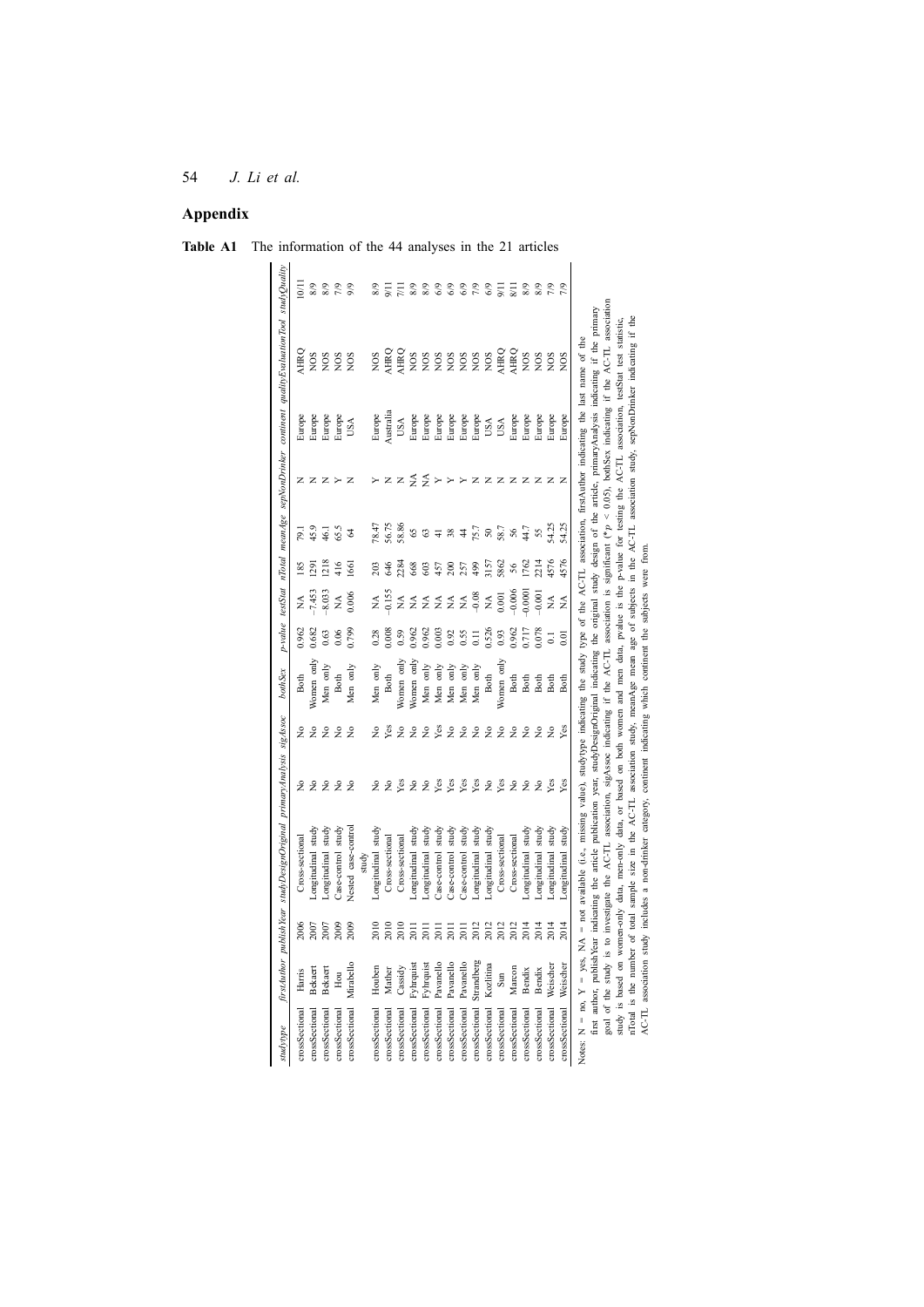## Appendix

**Table A1** The information of the 44 analyses in the 21 articles

| studytype | firstAuthor | publishYear | studyDesignOriginal | primaryAnalysis | sigAssoc | bothSex | p-value | testStat | nTotal | meanAge | sepNonDrinker | continent | qualityEvaluationTool | studyQuality |
|---|---|---|---|---|---|---|---|---|---|---|---|---|---|---|
| crossSectional | Harris | 2006 | Cross-sectional | No | No | Both | 0.962 | NA | 185 | 79.1 | N | Europe | AHRQ | 10/11 |
| crossSectional | Bekaert | 2007 | Longitudinal study | No | No | Women only | 0.682 | −7.453 | 1291 | 45.9 | N | Europe | NOS | 8/9 |
| crossSectional | Bekaert | 2007 | Longitudinal study | No | No | Men only | 0.63 | −8.033 | 1218 | 46.1 | N | Europe | NOS | 8/9 |
| crossSectional | Hou | 2009 | Case-control study | No | No | Both | 0.06 | NA | 416 | 65.5 | Y | Europe | NOS | 7/9 |
| crossSectional | Mirabello | 2009 | Nested case-control study | No | No | Men only | 0.799 | 0.006 | 1661 | 64 | N | USA | NOS | 9/9 |
| crossSectional | Houben | 2010 | Longitudinal study | No | No | Men only | 0.28 | NA | 203 | 78.47 | Y | Europe | NOS | 8/9 |
| crossSectional | Mather | 2010 | Cross-sectional | No | Yes | Both | 0.008 | −0.155 | 646 | 56.75 | N | Australia | AHRQ | 9/11 |
| crossSectional | Cassidy | 2010 | Cross-sectional | Yes | No | Women only | 0.59 | NA | 2284 | 58.86 | N | USA | AHRQ | 7/11 |
| crossSectional | Fyhrquist | 2011 | Longitudinal study | No | No | Women only | 0.962 | NA | 668 | 65 | NA | Europe | NOS | 8/9 |
| crossSectional | Fyhrquist | 2011 | Longitudinal study | No | No | Men only | 0.962 | NA | 603 | 63 | NA | Europe | NOS | 8/9 |
| crossSectional | Pavanello | 2011 | Case-control study | Yes | Yes | Men only | 0.003 | NA | 457 | 41 | Y | Europe | NOS | 6/9 |
| crossSectional | Pavanello | 2011 | Case-control study | Yes | No | Men only | 0.92 | NA | 200 | 38 | Y | Europe | NOS | 6/9 |
| crossSectional | Pavanello | 2011 | Case-control study | Yes | No | Men only | 0.55 | NA | 257 | 44 | Y | Europe | NOS | 6/9 |
| crossSectional | Strandberg | 2012 | Longitudinal study | Yes | No | Men only | 0.11 | −0.08 | 499 | 75.7 | N | Europe | NOS | 7/9 |
| crossSectional | Kozlitina | 2012 | Longitudinal study | No | No | Both | 0.526 | NA | 3157 | 50 | N | USA | NOS | 6/9 |
| crossSectional | Sun | 2012 | Cross-sectional | Yes | No | Women only | 0.93 | 0.001 | 5862 | 58.7 | N | USA | AHRQ | 9/11 |
| crossSectional | Marcon | 2012 | Cross-sectional | No | No | Both | 0.962 | −0.006 | 56 | 56 | N | Europe | AHRQ | 8/11 |
| crossSectional | Bendix | 2014 | Longitudinal study | No | No | Both | 0.717 | −0.0001 | 1762 | 44.7 | N | Europe | NOS | 8/9 |
| crossSectional | Bendix | 2014 | Longitudinal study | No | No | Both | 0.078 | −0.001 | 2214 | 55 | N | Europe | NOS | 8/9 |
| crossSectional | Weischer | 2014 | Longitudinal study | Yes | No | Both | 0.1 | NA | 4576 | 54.25 | N | Europe | NOS | 7/9 |
| crossSectional | Weischer | 2014 | Longitudinal study | Yes | Yes | Both | 0.01 | NA | 4576 | 54.25 | N | Europe | NOS | 7/9 |

Notes: N = no, Y = yes, NA = not available (i.e., missing value), studytype indicating the study type of the AC-TL association, firstAuthor indicating the last name of the first author, publishYear indicating the article publication year, studyDesignOriginal indicating the original study design of the article, primaryAnalysis indicating if the primary goal of the study is to investigate the AC-TL association, sigAssoc indicating if the AC-TL association is significant (*$p < 0.05$), bothSex indicating if the AC-TL association study is based on women-only data, men-only data, or based on both women and men data, pvalue is the p-value for testing the AC-TL association, testStat test statistic, nTotal is the number of total sample size in the AC-TL association study, meanAge mean age of subjects in the AC-TL association study, sepNonDrinker indicating if the AC-TL association study includes a non-drinker category, continent indicating which continent the subjects were from.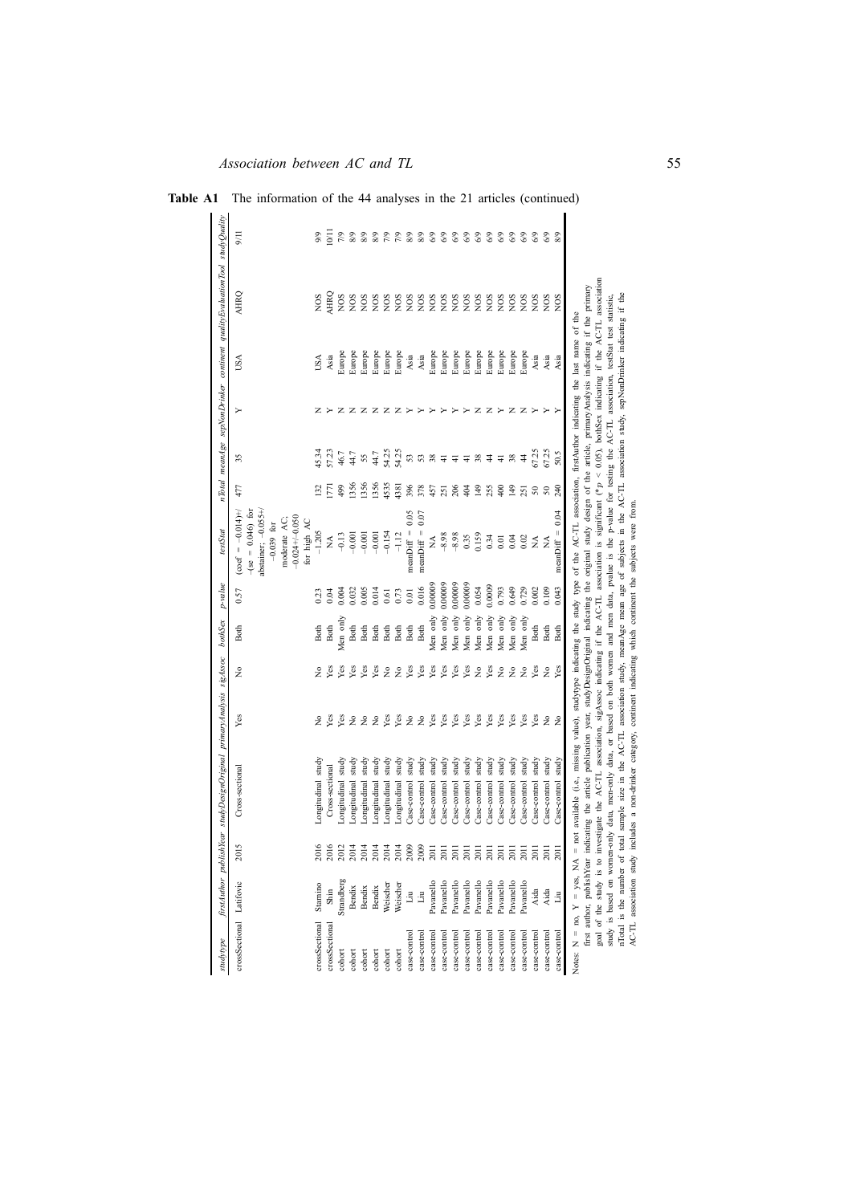**Table A1** The information of the 44 analyses in the 21 articles (continued)

| studytype | firstAuthor | publishYear | studyDesignOriginal | primaryAnalysis | sigAssoc | bothSex | p-value | testStat | nTotal | meanAge | sepNonDrinker | continent | qualityEvaluationTool | studyQuality |
|---|---|---|---|---|---|---|---|---|---|---|---|---|---|---|
| crossSectional | Latifovic | 2015 | Cross-sectional | Yes | No | Both | 0.57 | (coef = −0.014+/−(se = 0.046) for abstainer; −0.055+/−0.039 for moderate AC; −0.024+/−0.050 for high AC | 477 | 35 | Y | USA | AHRQ | 9/11 |
| crossSectional | Starnino | 2016 | Longitudinal study | No | No | Both | 0.23 | −1.205 | 132 | 45.34 | N | USA | NOS | 9/9 |
| crossSectional | Shin | 2016 | Cross-sectional | Yes | Yes | Both | 0.04 | NA | 1771 | 57.23 | Y | Asia | AHRQ | 10/11 |
| cohort | Strandberg | 2012 | Longitudinal study | Yes | Yes | Men only | 0.004 | −0.13 | 499 | 46.7 | N | Europe | NOS | 7/9 |
| cohort | Bendix | 2014 | Longitudinal study | No | Yes | Both | 0.032 | −0.001 | 1356 | 44.7 | N | Europe | NOS | 8/9 |
| cohort | Bendix | 2014 | Longitudinal study | No | Yes | Both | 0.005 | −0.001 | 1356 | 55 | N | Europe | NOS | 8/9 |
| cohort | Bendix | 2014 | Longitudinal study | No | Yes | Both | 0.014 | −0.001 | 1356 | 44.7 | N | Europe | NOS | 8/9 |
| cohort | Weischer | 2014 | Longitudinal study | Yes | No | Both | 0.61 | −0.154 | 4535 | 54.25 | N | Europe | NOS | 7/9 |
| cohort | Weischer | 2014 | Longitudinal study | Yes | No | Both | 0.73 | −1.12 | 4381 | 54.25 | N | Europe | NOS | 7/9 |
| case-control | Liu | 2009 | Case-control study | No | Yes | Both | 0.01 | meanDiff = 0.05 | 396 | 53 | Y | Asia | NOS | 8/9 |
| case-control | Liu | 2009 | Case-control study | No | Yes | Both | 0.016 | meanDiff = 0.07 | 378 | 53 | Y | Asia | NOS | 8/9 |
| case-control | Pavanello | 2011 | Case-control study | Yes | Yes | Men only | 0.00009 | NA | 457 | 38 | Y | Europe | NOS | 6/9 |
| case-control | Pavanello | 2011 | Case-control study | Yes | Yes | Men only | 0.00009 | −8.98 | 251 | 41 | Y | Europe | NOS | 6/9 |
| case-control | Pavanello | 2011 | Case-control study | Yes | Yes | Men only | 0.00009 | −8.98 | 206 | 41 | Y | Europe | NOS | 6/9 |
| case-control | Pavanello | 2011 | Case-control study | Yes | Yes | Men only | 0.00009 | 0.35 | 404 | 41 | Y | Europe | NOS | 6/9 |
| case-control | Pavanello | 2011 | Case-control study | Yes | No | Men only | 0.054 | 0.159 | 149 | 38 | N | Europe | NOS | 6/9 |
| case-control | Pavanello | 2011 | Case-control study | Yes | Yes | Men only | 0.0009 | 0.34 | 255 | 44 | N | Europe | NOS | 6/9 |
| case-control | Pavanello | 2011 | Case-control study | Yes | No | Men only | 0.793 | 0.01 | 400 | 41 | Y | Europe | NOS | 6/9 |
| case-control | Pavanello | 2011 | Case-control study | Yes | No | Men only | 0.649 | 0.04 | 149 | 38 | N | Europe | NOS | 6/9 |
| case-control | Pavanello | 2011 | Case-control study | Yes | No | Men only | 0.729 | 0.02 | 251 | 44 | N | Europe | NOS | 6/9 |
| case-control | Aida | 2011 | Case-control study | Yes | Yes | Both | 0.002 | NA | 50 | 67.25 | Y | Asia | NOS | 6/9 |
| case-control | Aida | 2011 | Case-control study | No | No | Both | 0.109 | NA | 50 | 67.25 | Y | Asia | NOS | 6/9 |
| case-control | Liu | 2011 | Case-control study | No | Yes | Both | 0.043 | meanDiff = 0.04 | 240 | 50.5 | Y | Asia | NOS | 8/9 |

Notes: N = no, Y = yes, NA = not available (i.e., missing value), studytype indicating the study type of the AC-TL association, firstAuthor indicating the last name of the first author, publishYear indicating the article publication year, studyDesignOriginal indicating the original study design of the article, primaryAnalysis indicating if the primary goal of the study is to investigate the AC-TL association, sigAssoc indicating if the AC-TL association is significant (\*$p < 0.05$), bothSex indicating if the AC-TL association study is based on women-only data, men-only data, or based on both women and men data, pvalue is the p-value for testing the AC-TL association, testStat test statistic, nTotal is the number of total sample size in the AC-TL association study, meanAge mean age of subjects in the AC-TL association study, sepNonDrinker indicating if the AC-TL association study includes a non-drinker category, continent indicating which continent the subjects were from.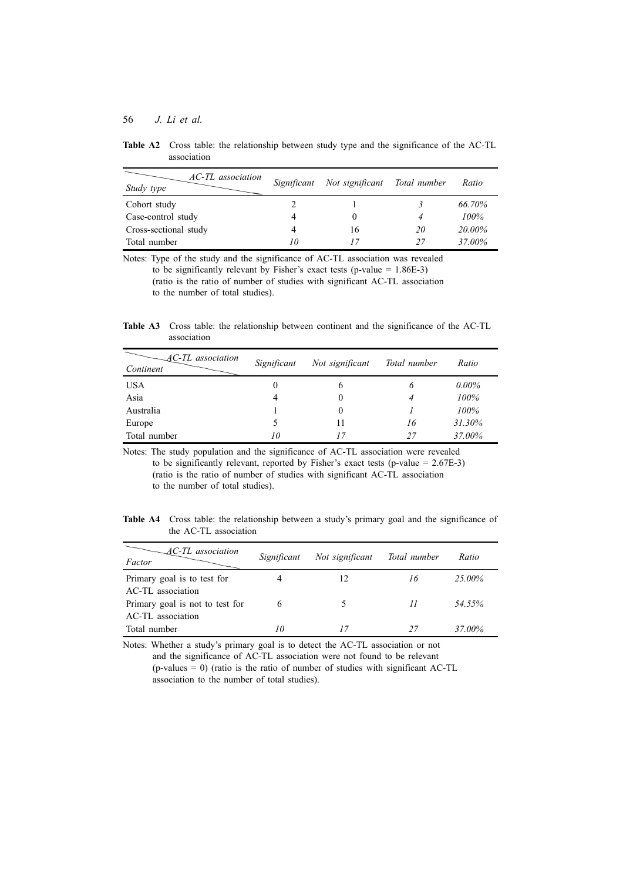**Table A2** Cross table: the relationship between study type and the significance of the AC-TL association

| *AC-TL association* / *Study type* | *Significant* | *Not significant* | *Total number* | *Ratio* |
|---|---|---|---|---|
| Cohort study | 2 | 1 | *3* | *66.70%* |
| Case-control study | 4 | 0 | *4* | *100%* |
| Cross-sectional study | 4 | 16 | *20* | *20.00%* |
| Total number | *10* | *17* | *27* | *37.00%* |

Notes: Type of the study and the significance of AC-TL association was revealed to be significantly relevant by Fisher's exact tests (p-value = 1.86E-3) (ratio is the ratio of number of studies with significant AC-TL association to the number of total studies).

**Table A3** Cross table: the relationship between continent and the significance of the AC-TL association

| *AC-TL association* / *Continent* | *Significant* | *Not significant* | *Total number* | *Ratio* |
|---|---|---|---|---|
| USA | 0 | 6 | *6* | *0.00%* |
| Asia | 4 | 0 | *4* | *100%* |
| Australia | 1 | 0 | *1* | *100%* |
| Europe | 5 | 11 | *16* | *31.30%* |
| Total number | *10* | *17* | *27* | *37.00%* |

Notes: The study population and the significance of AC-TL association were revealed to be significantly relevant, reported by Fisher's exact tests (p-value = 2.67E-3) (ratio is the ratio of number of studies with significant AC-TL association to the number of total studies).

**Table A4** Cross table: the relationship between a study's primary goal and the significance of the AC-TL association

| *AC-TL association* / *Factor* | *Significant* | *Not significant* | *Total number* | *Ratio* |
|---|---|---|---|---|
| Primary goal is to test for AC-TL association | 4 | 12 | *16* | *25.00%* |
| Primary goal is not to test for AC-TL association | 6 | 5 | *11* | *54.55%* |
| Total number | *10* | *17* | *27* | *37.00%* |

Notes: Whether a study's primary goal is to detect the AC-TL association or not and the significance of AC-TL association were not found to be relevant (p-values = 0) (ratio is the ratio of number of studies with significant AC-TL association to the number of total studies).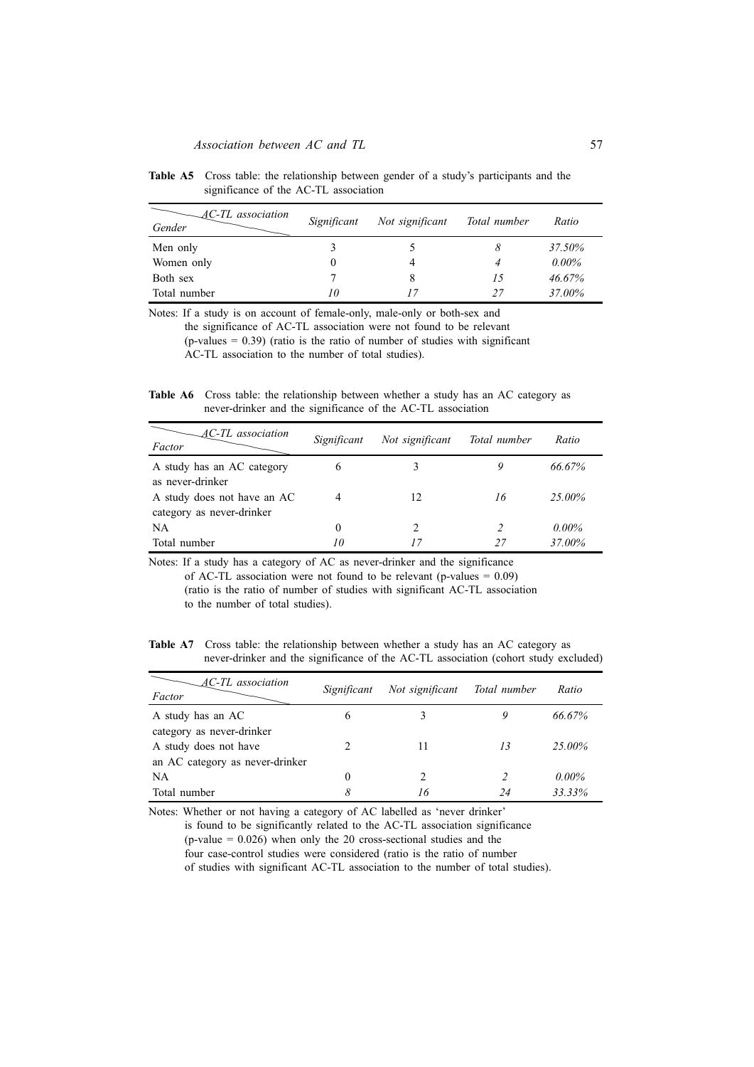**Table A5** Cross table: the relationship between gender of a study's participants and the significance of the AC-TL association

| Gender \ AC-TL association | *Significant* | *Not significant* | *Total number* | *Ratio* |
|---|---|---|---|---|
| Men only | 3 | 5 | *8* | *37.50%* |
| Women only | 0 | 4 | *4* | *0.00%* |
| Both sex | 7 | 8 | *15* | *46.67%* |
| Total number | *10* | *17* | *27* | *37.00%* |

Notes: If a study is on account of female-only, male-only or both-sex and the significance of AC-TL association were not found to be relevant (p-values = 0.39) (ratio is the ratio of number of studies with significant AC-TL association to the number of total studies).

**Table A6** Cross table: the relationship between whether a study has an AC category as never-drinker and the significance of the AC-TL association

| Factor \ AC-TL association | *Significant* | *Not significant* | *Total number* | *Ratio* |
|---|---|---|---|---|
| A study has an AC category as never-drinker | 6 | 3 | *9* | *66.67%* |
| A study does not have an AC category as never-drinker | 4 | 12 | *16* | *25.00%* |
| NA | 0 | 2 | *2* | *0.00%* |
| Total number | *10* | *17* | *27* | *37.00%* |

Notes: If a study has a category of AC as never-drinker and the significance of AC-TL association were not found to be relevant (p-values = 0.09) (ratio is the ratio of number of studies with significant AC-TL association to the number of total studies).

**Table A7** Cross table: the relationship between whether a study has an AC category as never-drinker and the significance of the AC-TL association (cohort study excluded)

| Factor \ AC-TL association | *Significant* | *Not significant* | *Total number* | *Ratio* |
|---|---|---|---|---|
| A study has an AC category as never-drinker | 6 | 3 | *9* | *66.67%* |
| A study does not have an AC category as never-drinker | 2 | 11 | *13* | *25.00%* |
| NA | 0 | 2 | *2* | *0.00%* |
| Total number | *8* | *16* | *24* | *33.33%* |

Notes: Whether or not having a category of AC labelled as 'never drinker' is found to be significantly related to the AC-TL association significance (p-value = 0.026) when only the 20 cross-sectional studies and the four case-control studies were considered (ratio is the ratio of number of studies with significant AC-TL association to the number of total studies).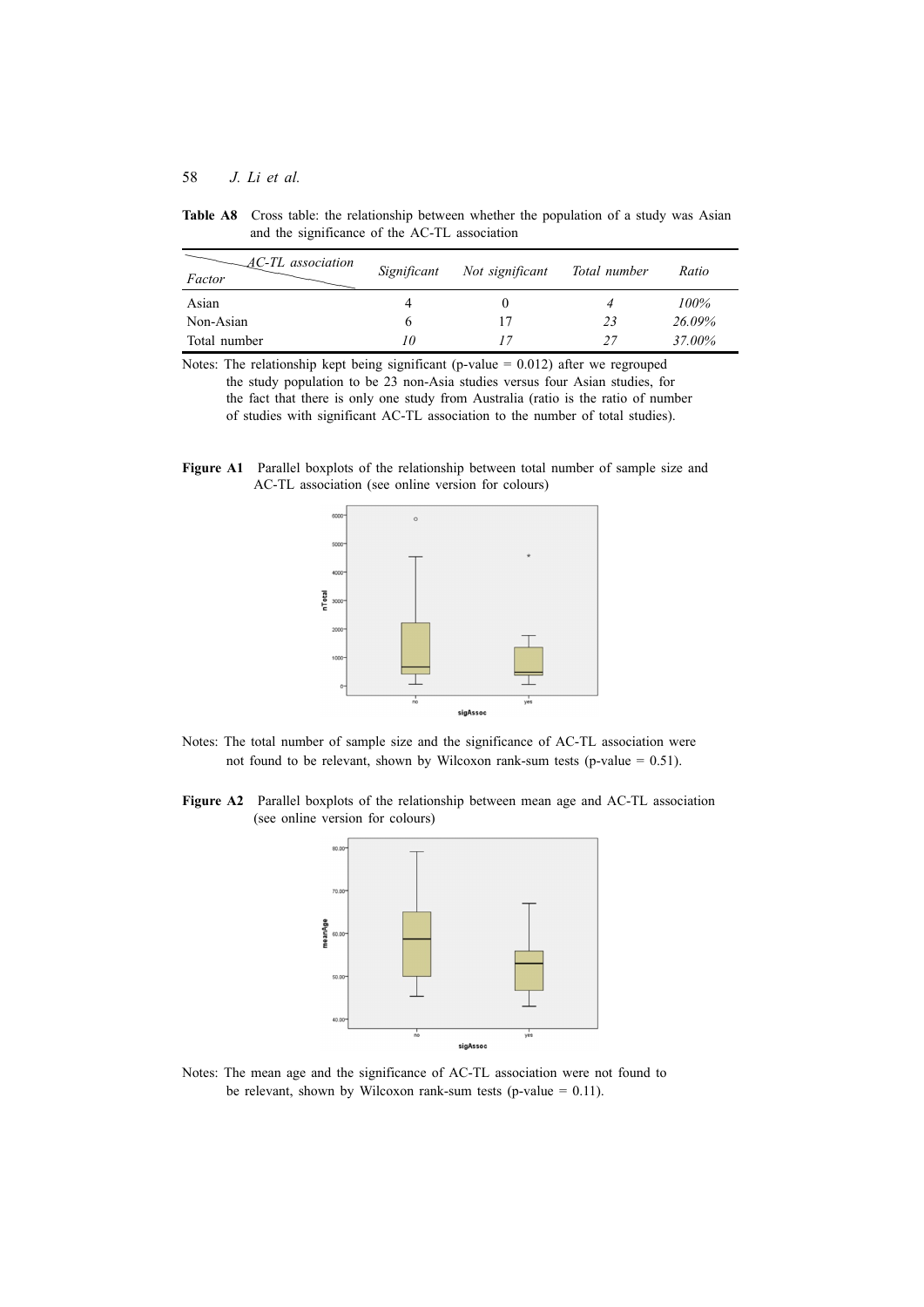**Table A8** Cross table: the relationship between whether the population of a study was Asian and the significance of the AC-TL association

| *AC-TL association* / *Factor* | *Significant* | *Not significant* | *Total number* | *Ratio* |
|---|---|---|---|---|
| Asian | 4 | 0 | *4* | *100%* |
| Non-Asian | 6 | 17 | *23* | *26.09%* |
| Total number | *10* | *17* | *27* | *37.00%* |

Notes: The relationship kept being significant (p-value = 0.012) after we regrouped the study population to be 23 non-Asia studies versus four Asian studies, for the fact that there is only one study from Australia (ratio is the ratio of number of studies with significant AC-TL association to the number of total studies).

**Figure A1** Parallel boxplots of the relationship between total number of sample size and AC-TL association (see online version for colours)

Notes: The total number of sample size and the significance of AC-TL association were not found to be relevant, shown by Wilcoxon rank-sum tests (p-value = 0.51).

**Figure A2** Parallel boxplots of the relationship between mean age and AC-TL association (see online version for colours)

Notes: The mean age and the significance of AC-TL association were not found to be relevant, shown by Wilcoxon rank-sum tests (p-value = 0.11).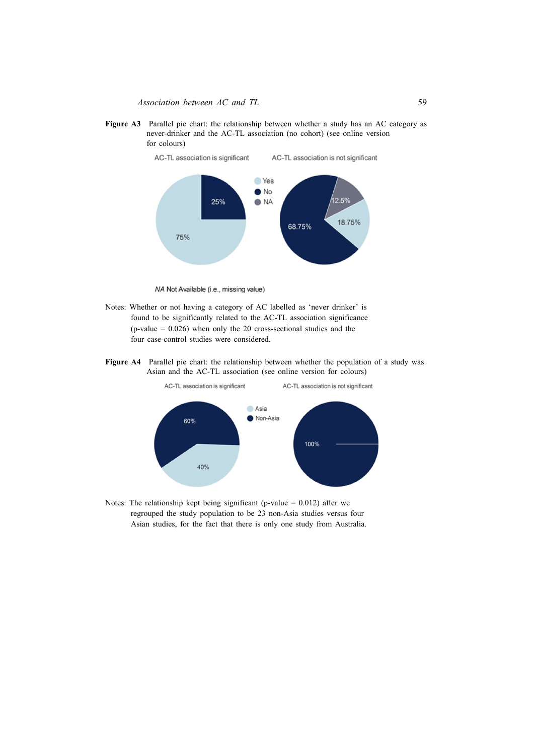**Figure A3** Parallel pie chart: the relationship between whether a study has an AC category as never-drinker and the AC-TL association (no cohort) (see online version for colours)

AC-TL association is significant

AC-TL association is not significant

Yes

No

NA

25%

75%

12.5%

18.75%

68.75%

*NA* Not Available (i.e., missing value)

Notes: Whether or not having a category of AC labelled as 'never drinker' is found to be significantly related to the AC-TL association significance (p-value = 0.026) when only the 20 cross-sectional studies and the four case-control studies were considered.

**Figure A4** Parallel pie chart: the relationship between whether the population of a study was Asian and the AC-TL association (see online version for colours)

AC-TL association is significant

AC-TL association is not significant

Asia

Non-Asia

60%

40%

100%

Notes: The relationship kept being significant (p-value = 0.012) after we regrouped the study population to be 23 non-Asia studies versus four Asian studies, for the fact that there is only one study from Australia.